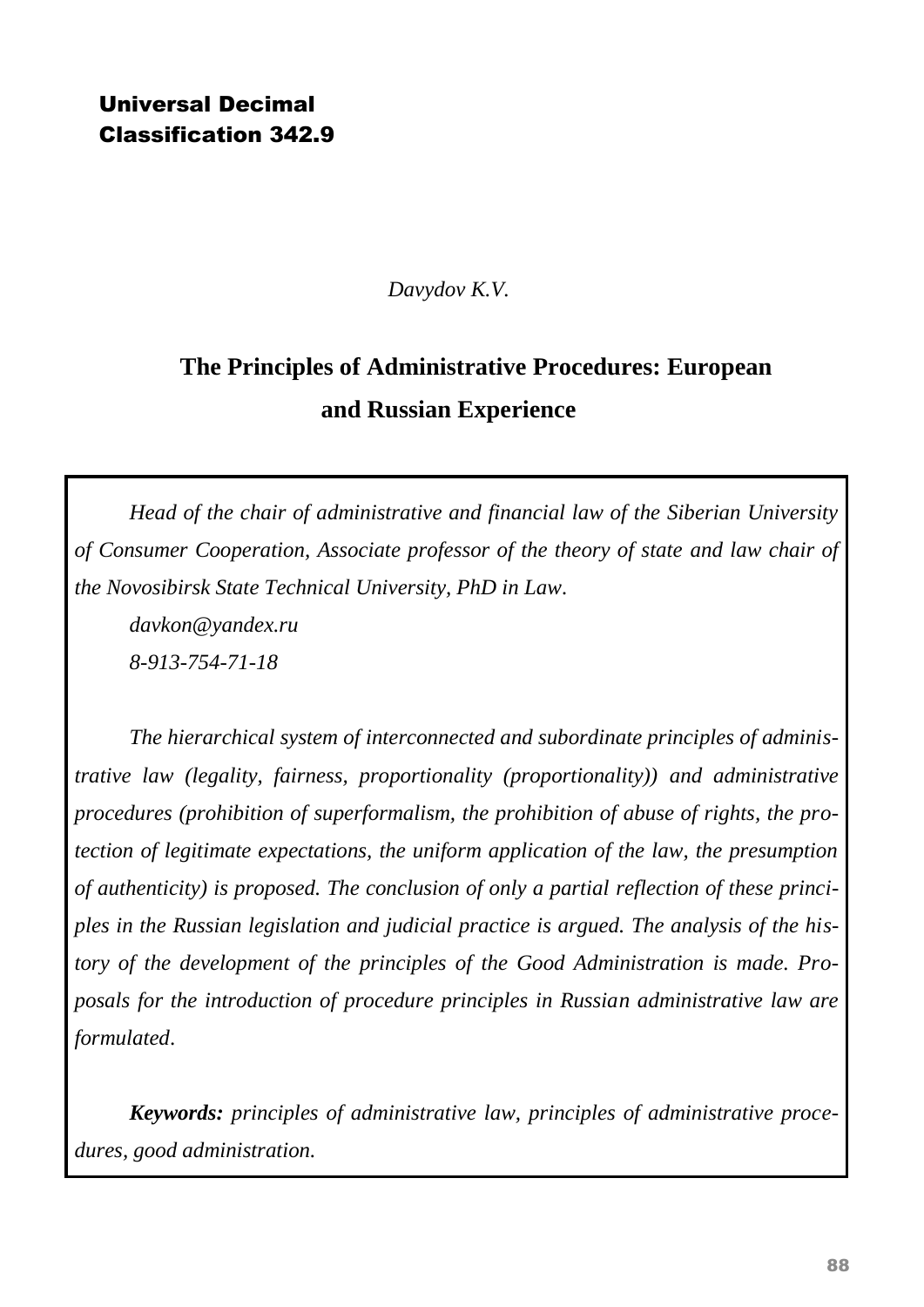Universal Decimal Classification 342.9

*Davydov K.V.*

# The Principles of Administrative Procedures: European and Russian Experience

*Head of the chair of administrative and financial law of the Siberian University of Consumer Cooperation, Associate professor of the theory of state and law chair of the Novosibirsk State Technical University, PhD in Law.*

*davkon@yandex.ru*

*8-913-754-71-18*

*The hierarchical system of interconnected and subordinate principles of administrative law (legality, fairness, proportionality (proportionality)) and administrative procedures (prohibition of superformalism, the prohibition of abuse of rights, the protection of legitimate expectations, the uniform application of the law, the presumption of authenticity) is proposed. The conclusion of only a partial reflection of these principles in the Russian legislation and judicial practice is argued. The analysis of the history of the development of the principles of the Good Administration is made. Proposals for the introduction of procedure principles in Russian administrative law are formulated.*

***Keywords:*** *principles of administrative law, principles of administrative procedures, good administration.*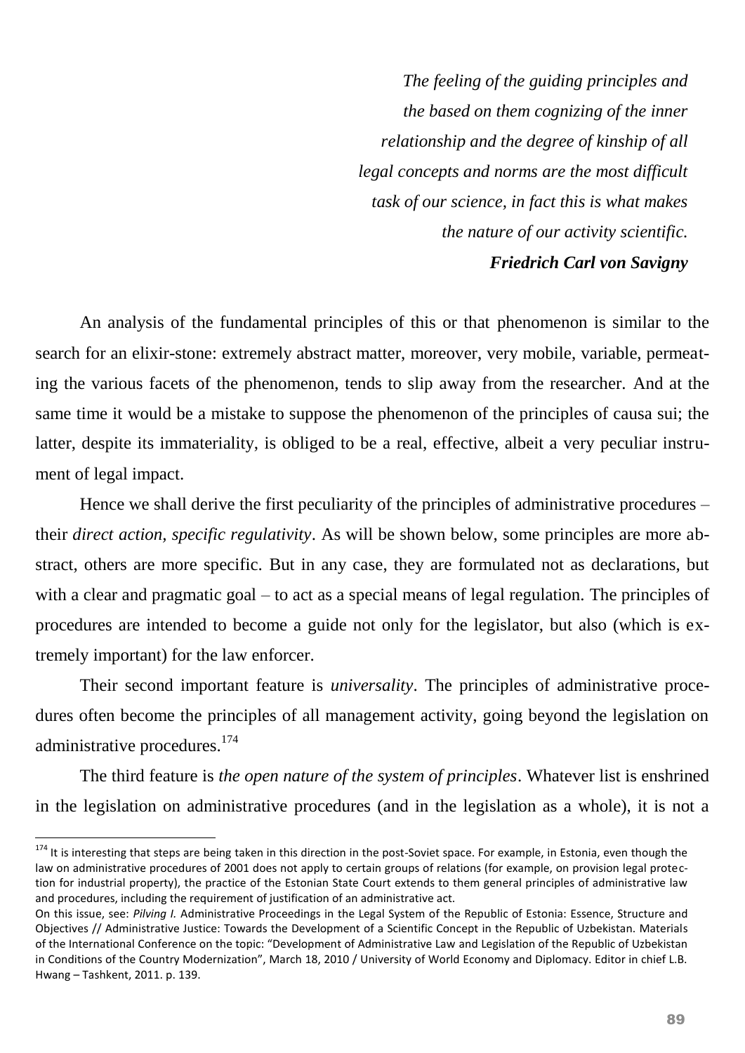*The feeling of the guiding principles and the based on them cognizing of the inner relationship and the degree of kinship of all legal concepts and norms are the most difficult task of our science, in fact this is what makes the nature of our activity scientific.*

***Friedrich Carl von Savigny***

An analysis of the fundamental principles of this or that phenomenon is similar to the search for an elixir-stone: extremely abstract matter, moreover, very mobile, variable, permeating the various facets of the phenomenon, tends to slip away from the researcher. And at the same time it would be a mistake to suppose the phenomenon of the principles of causa sui; the latter, despite its immateriality, is obliged to be a real, effective, albeit a very peculiar instrument of legal impact.

Hence we shall derive the first peculiarity of the principles of administrative procedures – their *direct action, specific regulativity*. As will be shown below, some principles are more abstract, others are more specific. But in any case, they are formulated not as declarations, but with a clear and pragmatic goal – to act as a special means of legal regulation. The principles of procedures are intended to become a guide not only for the legislator, but also (which is extremely important) for the law enforcer.

Their second important feature is *universality*. The principles of administrative procedures often become the principles of all management activity, going beyond the legislation on administrative procedures.[174]

The third feature is *the open nature of the system of principles*. Whatever list is enshrined in the legislation on administrative procedures (and in the legislation as a whole), it is not a

---

[174] It is interesting that steps are being taken in this direction in the post-Soviet space. For example, in Estonia, even though the law on administrative procedures of 2001 does not apply to certain groups of relations (for example, on provision legal protection for industrial property), the practice of the Estonian State Court extends to them general principles of administrative law and procedures, including the requirement of justification of an administrative act.

On this issue, see: *Pilving I.* Administrative Proceedings in the Legal System of the Republic of Estonia: Essence, Structure and Objectives // Administrative Justice: Towards the Development of a Scientific Concept in the Republic of Uzbekistan. Materials of the International Conference on the topic: "Development of Administrative Law and Legislation of the Republic of Uzbekistan in Conditions of the Country Modernization", March 18, 2010 / University of World Economy and Diplomacy. Editor in chief L.B. Hwang – Tashkent, 2011. p. 139.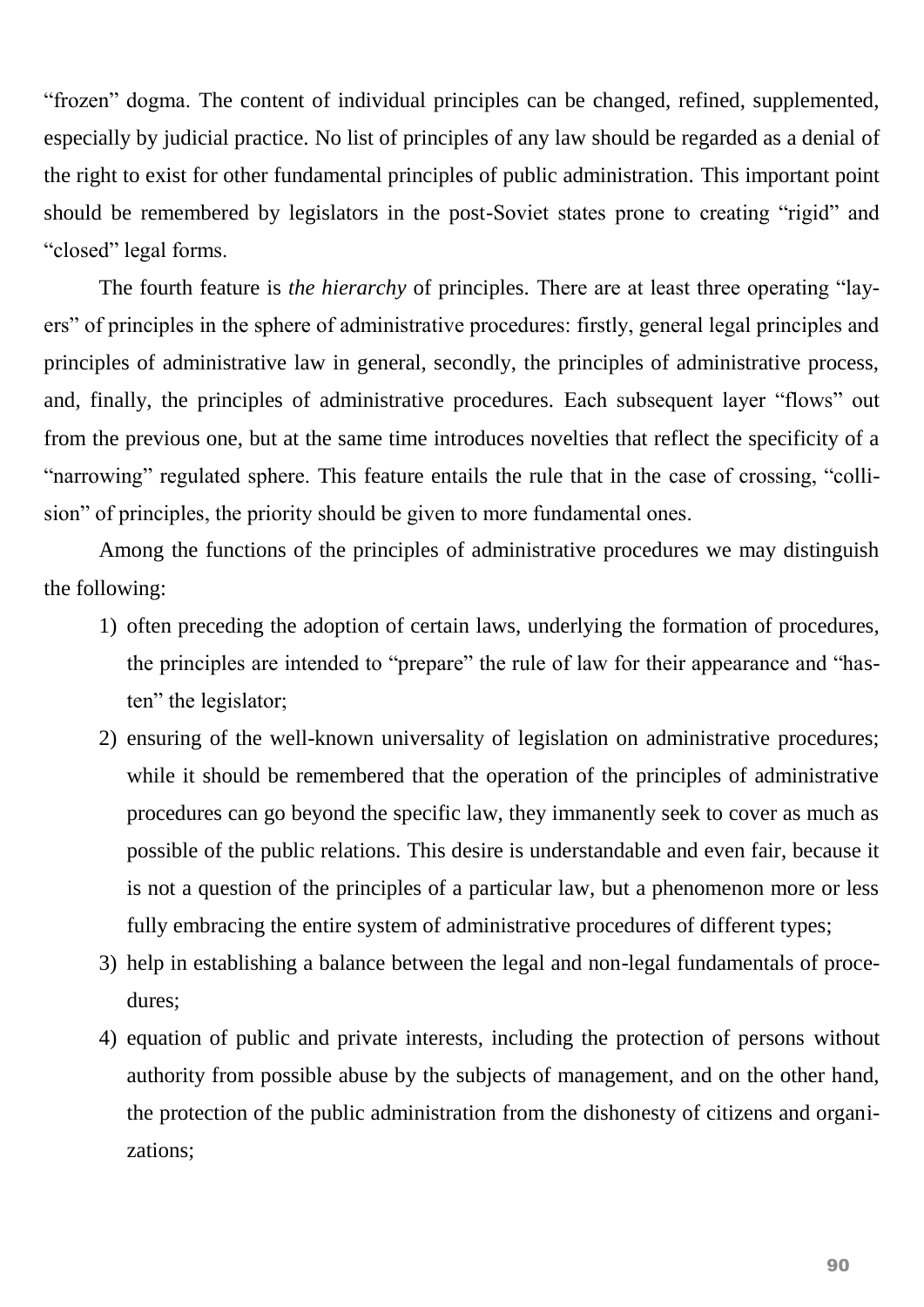"frozen" dogma. The content of individual principles can be changed, refined, supplemented, especially by judicial practice. No list of principles of any law should be regarded as a denial of the right to exist for other fundamental principles of public administration. This important point should be remembered by legislators in the post-Soviet states prone to creating "rigid" and "closed" legal forms.

The fourth feature is *the hierarchy* of principles. There are at least three operating "layers" of principles in the sphere of administrative procedures: firstly, general legal principles and principles of administrative law in general, secondly, the principles of administrative process, and, finally, the principles of administrative procedures. Each subsequent layer "flows" out from the previous one, but at the same time introduces novelties that reflect the specificity of a "narrowing" regulated sphere. This feature entails the rule that in the case of crossing, "collision" of principles, the priority should be given to more fundamental ones.

Among the functions of the principles of administrative procedures we may distinguish the following:

1) often preceding the adoption of certain laws, underlying the formation of procedures, the principles are intended to "prepare" the rule of law for their appearance and "hasten" the legislator;
2) ensuring of the well-known universality of legislation on administrative procedures; while it should be remembered that the operation of the principles of administrative procedures can go beyond the specific law, they immanently seek to cover as much as possible of the public relations. This desire is understandable and even fair, because it is not a question of the principles of a particular law, but a phenomenon more or less fully embracing the entire system of administrative procedures of different types;
3) help in establishing a balance between the legal and non-legal fundamentals of procedures;
4) equation of public and private interests, including the protection of persons without authority from possible abuse by the subjects of management, and on the other hand, the protection of the public administration from the dishonesty of citizens and organizations;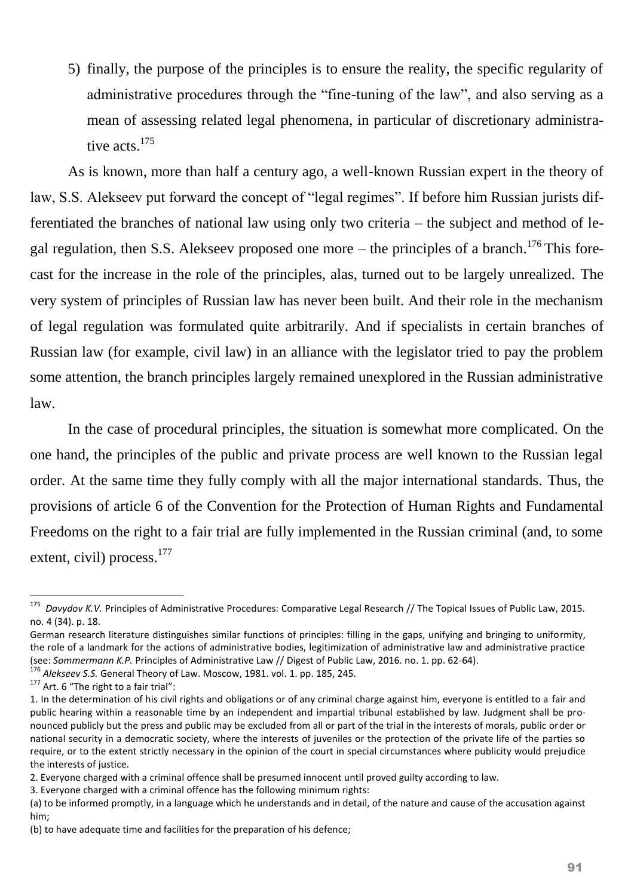5) finally, the purpose of the principles is to ensure the reality, the specific regularity of administrative procedures through the "fine-tuning of the law", and also serving as a mean of assessing related legal phenomena, in particular of discretionary administrative acts.[175]

As is known, more than half a century ago, a well-known Russian expert in the theory of law, S.S. Alekseev put forward the concept of "legal regimes". If before him Russian jurists differentiated the branches of national law using only two criteria – the subject and method of legal regulation, then S.S. Alekseev proposed one more – the principles of a branch.[176] This forecast for the increase in the role of the principles, alas, turned out to be largely unrealized. The very system of principles of Russian law has never been built. And their role in the mechanism of legal regulation was formulated quite arbitrarily. And if specialists in certain branches of Russian law (for example, civil law) in an alliance with the legislator tried to pay the problem some attention, the branch principles largely remained unexplored in the Russian administrative law.

In the case of procedural principles, the situation is somewhat more complicated. On the one hand, the principles of the public and private process are well known to the Russian legal order. At the same time they fully comply with all the major international standards. Thus, the provisions of article 6 of the Convention for the Protection of Human Rights and Fundamental Freedoms on the right to a fair trial are fully implemented in the Russian criminal (and, to some extent, civil) process.[177]

---

[175] *Davydov K.V.* Principles of Administrative Procedures: Comparative Legal Research // The Topical Issues of Public Law, 2015. no. 4 (34). p. 18.

German research literature distinguishes similar functions of principles: filling in the gaps, unifying and bringing to uniformity, the role of a landmark for the actions of administrative bodies, legitimization of administrative law and administrative practice (see: *Sommermann K.P.* Principles of Administrative Law // Digest of Public Law, 2016. no. 1. pp. 62-64).

[176] *Alekseev S.S.* General Theory of Law. Moscow, 1981. vol. 1. pp. 185, 245.

[177] Art. 6 "The right to a fair trial":

1. In the determination of his civil rights and obligations or of any criminal charge against him, everyone is entitled to a fair and public hearing within a reasonable time by an independent and impartial tribunal established by law. Judgment shall be pronounced publicly but the press and public may be excluded from all or part of the trial in the interests of morals, public order or national security in a democratic society, where the interests of juveniles or the protection of the private life of the parties so require, or to the extent strictly necessary in the opinion of the court in special circumstances where publicity would prejudice the interests of justice.

2. Everyone charged with a criminal offence shall be presumed innocent until proved guilty according to law.

3. Everyone charged with a criminal offence has the following minimum rights:

(a) to be informed promptly, in a language which he understands and in detail, of the nature and cause of the accusation against him;

(b) to have adequate time and facilities for the preparation of his defence;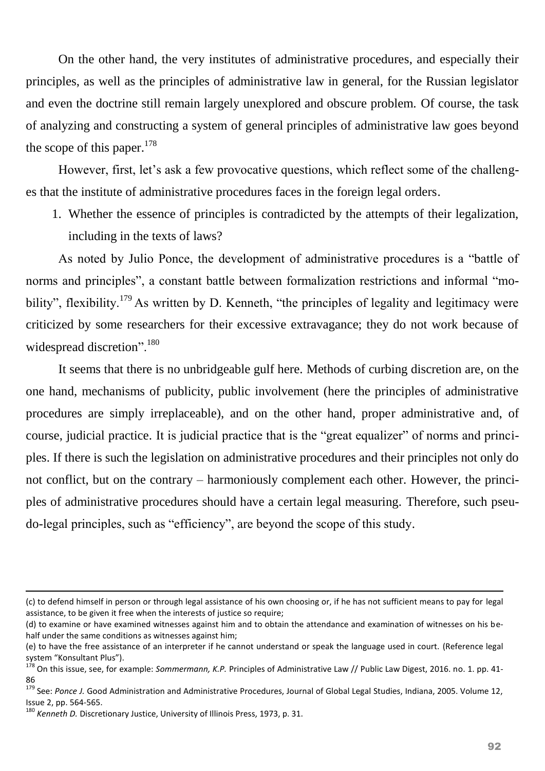On the other hand, the very institutes of administrative procedures, and especially their principles, as well as the principles of administrative law in general, for the Russian legislator and even the doctrine still remain largely unexplored and obscure problem. Of course, the task of analyzing and constructing a system of general principles of administrative law goes beyond the scope of this paper.[178]

However, first, let's ask a few provocative questions, which reflect some of the challenges that the institute of administrative procedures faces in the foreign legal orders.

1. Whether the essence of principles is contradicted by the attempts of their legalization, including in the texts of laws?

As noted by Julio Ponce, the development of administrative procedures is a "battle of norms and principles", a constant battle between formalization restrictions and informal "mobility", flexibility.[179] As written by D. Kenneth, "the principles of legality and legitimacy were criticized by some researchers for their excessive extravagance; they do not work because of widespread discretion".[180]

It seems that there is no unbridgeable gulf here. Methods of curbing discretion are, on the one hand, mechanisms of publicity, public involvement (here the principles of administrative procedures are simply irreplaceable), and on the other hand, proper administrative and, of course, judicial practice. It is judicial practice that is the "great equalizer" of norms and principles. If there is such the legislation on administrative procedures and their principles not only do not conflict, but on the contrary – harmoniously complement each other. However, the principles of administrative procedures should have a certain legal measuring. Therefore, such pseudo-legal principles, such as "efficiency", are beyond the scope of this study.

---

(c) to defend himself in person or through legal assistance of his own choosing or, if he has not sufficient means to pay for legal assistance, to be given it free when the interests of justice so require;

(d) to examine or have examined witnesses against him and to obtain the attendance and examination of witnesses on his behalf under the same conditions as witnesses against him;

(e) to have the free assistance of an interpreter if he cannot understand or speak the language used in court. (Reference legal system "Konsultant Plus").

[178] On this issue, see, for example: *Sommermann, K.P.* Principles of Administrative Law // Public Law Digest, 2016. no. 1. pp. 41-86

[179] See: *Ponce J.* Good Administration and Administrative Procedures, Journal of Global Legal Studies, Indiana, 2005. Volume 12, Issue 2, pp. 564-565.

[180] *Kenneth D.* Discretionary Justice, University of Illinois Press, 1973, p. 31.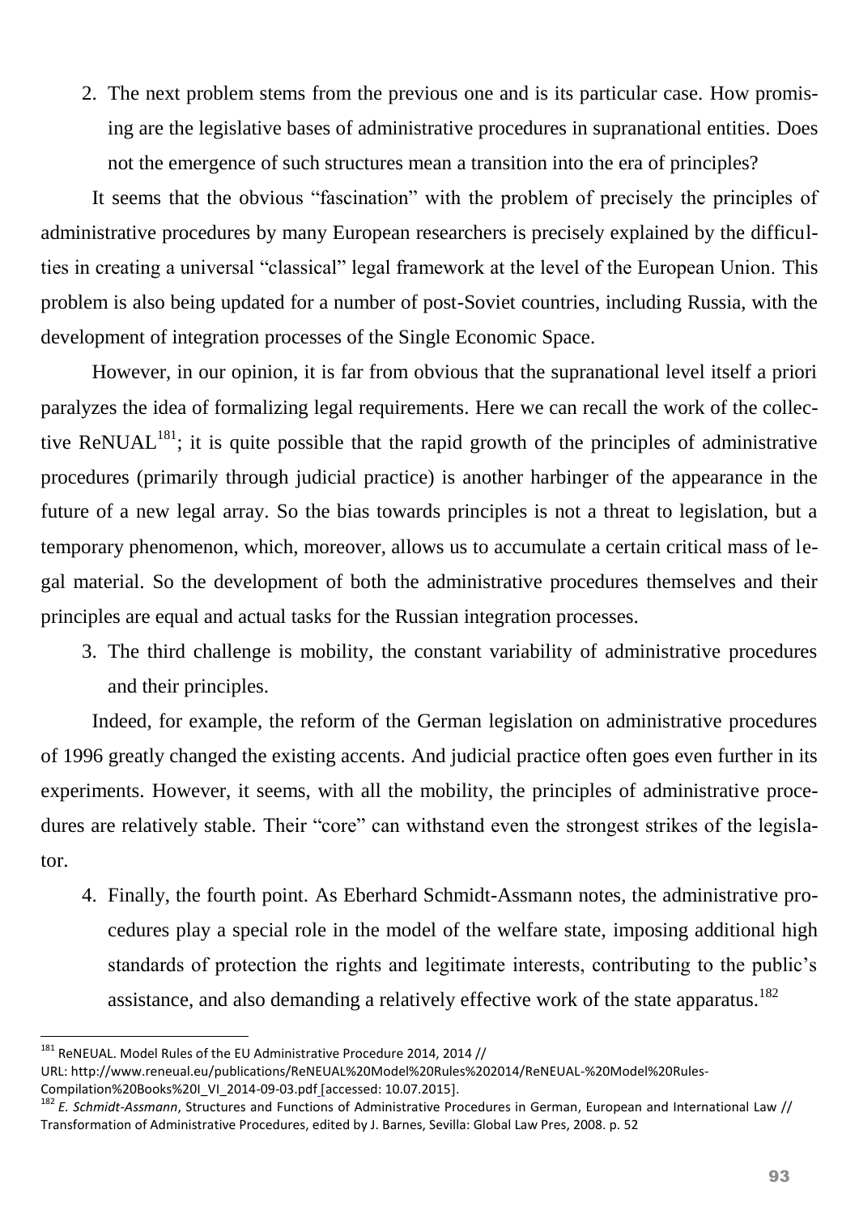2. The next problem stems from the previous one and is its particular case. How promising are the legislative bases of administrative procedures in supranational entities. Does not the emergence of such structures mean a transition into the era of principles?

It seems that the obvious "fascination" with the problem of precisely the principles of administrative procedures by many European researchers is precisely explained by the difficulties in creating a universal "classical" legal framework at the level of the European Union. This problem is also being updated for a number of post-Soviet countries, including Russia, with the development of integration processes of the Single Economic Space.

However, in our opinion, it is far from obvious that the supranational level itself a priori paralyzes the idea of formalizing legal requirements. Here we can recall the work of the collective ReNUAL[181]; it is quite possible that the rapid growth of the principles of administrative procedures (primarily through judicial practice) is another harbinger of the appearance in the future of a new legal array. So the bias towards principles is not a threat to legislation, but a temporary phenomenon, which, moreover, allows us to accumulate a certain critical mass of legal material. So the development of both the administrative procedures themselves and their principles are equal and actual tasks for the Russian integration processes.

3. The third challenge is mobility, the constant variability of administrative procedures and their principles.

Indeed, for example, the reform of the German legislation on administrative procedures of 1996 greatly changed the existing accents. And judicial practice often goes even further in its experiments. However, it seems, with all the mobility, the principles of administrative procedures are relatively stable. Their "core" can withstand even the strongest strikes of the legislator.

4. Finally, the fourth point. As Eberhard Schmidt-Assmann notes, the administrative procedures play a special role in the model of the welfare state, imposing additional high standards of protection the rights and legitimate interests, contributing to the public's assistance, and also demanding a relatively effective work of the state apparatus.[182]

---

[181] ReNEUAL. Model Rules of the EU Administrative Procedure 2014, 2014 // URL: http://www.reneual.eu/publications/ReNEUAL%20Model%20Rules%202014/ReNEUAL-%20Model%20Rules-Compilation%20Books%20I_VI_2014-09-03.pdf [accessed: 10.07.2015].

[182] *E. Schmidt-Assmann*, Structures and Functions of Administrative Procedures in German, European and International Law // Transformation of Administrative Procedures, edited by J. Barnes, Sevilla: Global Law Pres, 2008. p. 52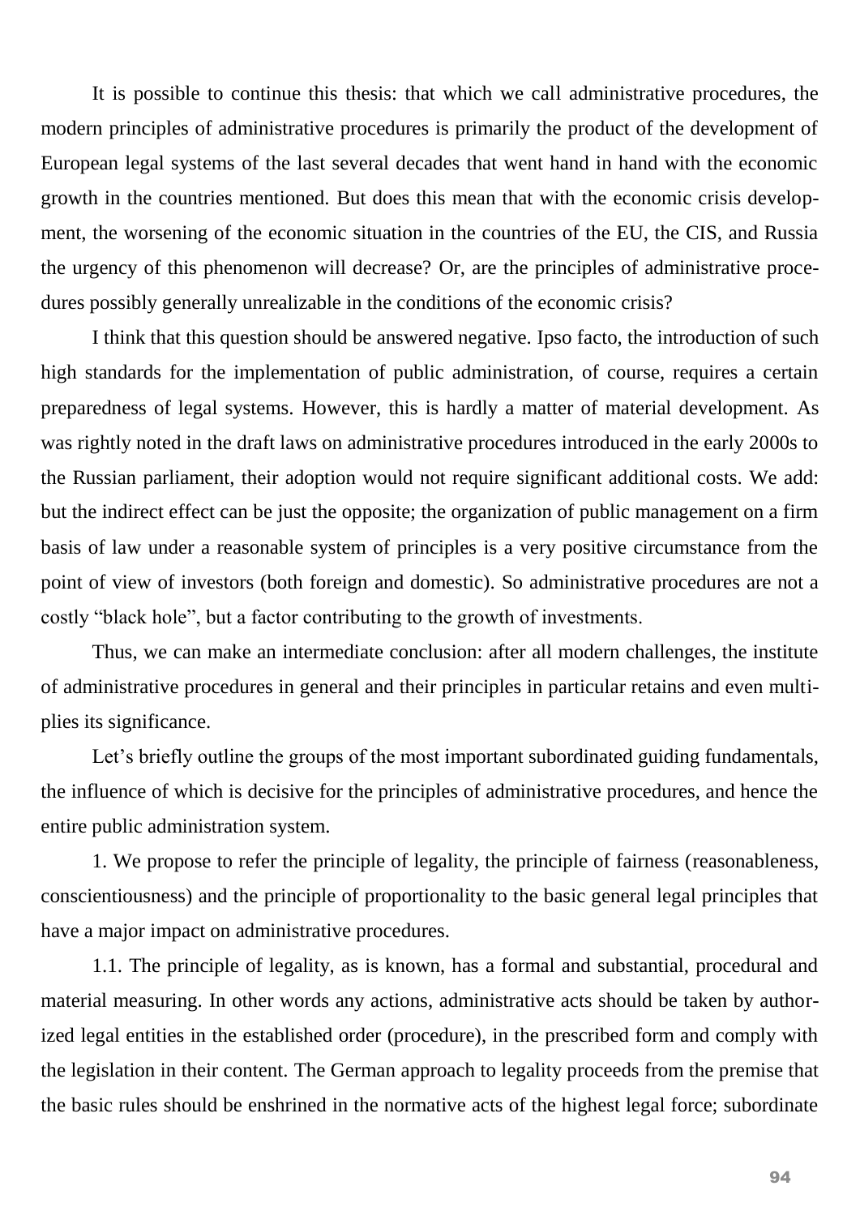It is possible to continue this thesis: that which we call administrative procedures, the modern principles of administrative procedures is primarily the product of the development of European legal systems of the last several decades that went hand in hand with the economic growth in the countries mentioned. But does this mean that with the economic crisis development, the worsening of the economic situation in the countries of the EU, the CIS, and Russia the urgency of this phenomenon will decrease? Or, are the principles of administrative procedures possibly generally unrealizable in the conditions of the economic crisis?

I think that this question should be answered negative. Ipso facto, the introduction of such high standards for the implementation of public administration, of course, requires a certain preparedness of legal systems. However, this is hardly a matter of material development. As was rightly noted in the draft laws on administrative procedures introduced in the early 2000s to the Russian parliament, their adoption would not require significant additional costs. We add: but the indirect effect can be just the opposite; the organization of public management on a firm basis of law under a reasonable system of principles is a very positive circumstance from the point of view of investors (both foreign and domestic). So administrative procedures are not a costly "black hole", but a factor contributing to the growth of investments.

Thus, we can make an intermediate conclusion: after all modern challenges, the institute of administrative procedures in general and their principles in particular retains and even multiplies its significance.

Let's briefly outline the groups of the most important subordinated guiding fundamentals, the influence of which is decisive for the principles of administrative procedures, and hence the entire public administration system.

1. We propose to refer the principle of legality, the principle of fairness (reasonableness, conscientiousness) and the principle of proportionality to the basic general legal principles that have a major impact on administrative procedures.

1.1. The principle of legality, as is known, has a formal and substantial, procedural and material measuring. In other words any actions, administrative acts should be taken by authorized legal entities in the established order (procedure), in the prescribed form and comply with the legislation in their content. The German approach to legality proceeds from the premise that the basic rules should be enshrined in the normative acts of the highest legal force; subordinate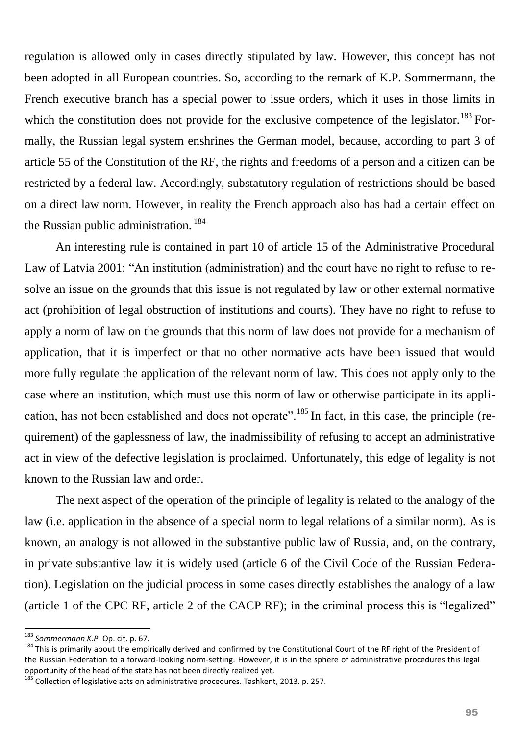regulation is allowed only in cases directly stipulated by law. However, this concept has not been adopted in all European countries. So, according to the remark of K.P. Sommermann, the French executive branch has a special power to issue orders, which it uses in those limits in which the constitution does not provide for the exclusive competence of the legislator.[183] Formally, the Russian legal system enshrines the German model, because, according to part 3 of article 55 of the Constitution of the RF, the rights and freedoms of a person and a citizen can be restricted by a federal law. Accordingly, substatutory regulation of restrictions should be based on a direct law norm. However, in reality the French approach also has had a certain effect on the Russian public administration.[184]

An interesting rule is contained in part 10 of article 15 of the Administrative Procedural Law of Latvia 2001: "An institution (administration) and the court have no right to refuse to resolve an issue on the grounds that this issue is not regulated by law or other external normative act (prohibition of legal obstruction of institutions and courts). They have no right to refuse to apply a norm of law on the grounds that this norm of law does not provide for a mechanism of application, that it is imperfect or that no other normative acts have been issued that would more fully regulate the application of the relevant norm of law. This does not apply only to the case where an institution, which must use this norm of law or otherwise participate in its application, has not been established and does not operate".[185] In fact, in this case, the principle (requirement) of the gaplessness of law, the inadmissibility of refusing to accept an administrative act in view of the defective legislation is proclaimed. Unfortunately, this edge of legality is not known to the Russian law and order.

The next aspect of the operation of the principle of legality is related to the analogy of the law (i.e. application in the absence of a special norm to legal relations of a similar norm). As is known, an analogy is not allowed in the substantive public law of Russia, and, on the contrary, in private substantive law it is widely used (article 6 of the Civil Code of the Russian Federation). Legislation on the judicial process in some cases directly establishes the analogy of a law (article 1 of the CPC RF, article 2 of the CACP RF); in the criminal process this is "legalized"

---

[183] *Sommermann K.P.* Op. cit. p. 67.

[184] This is primarily about the empirically derived and confirmed by the Constitutional Court of the RF right of the President of the Russian Federation to a forward-looking norm-setting. However, it is in the sphere of administrative procedures this legal opportunity of the head of the state has not been directly realized yet.

[185] Collection of legislative acts on administrative procedures. Tashkent, 2013. p. 257.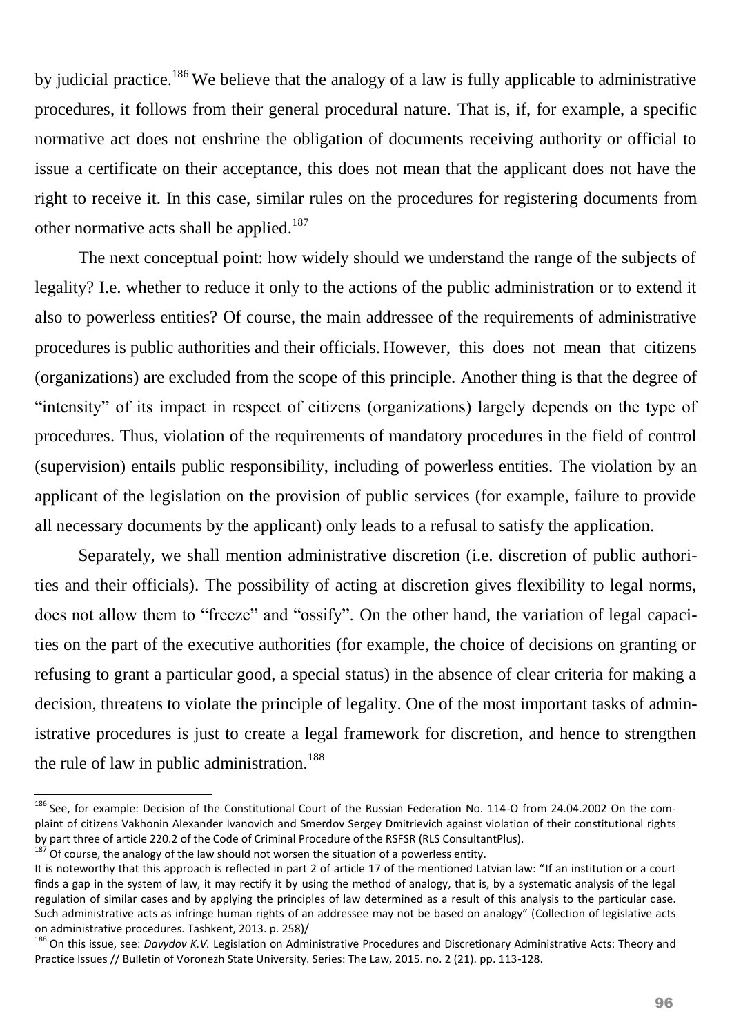by judicial practice.[186] We believe that the analogy of a law is fully applicable to administrative procedures, it follows from their general procedural nature. That is, if, for example, a specific normative act does not enshrine the obligation of documents receiving authority or official to issue a certificate on their acceptance, this does not mean that the applicant does not have the right to receive it. In this case, similar rules on the procedures for registering documents from other normative acts shall be applied.[187]

The next conceptual point: how widely should we understand the range of the subjects of legality? I.e. whether to reduce it only to the actions of the public administration or to extend it also to powerless entities? Of course, the main addressee of the requirements of administrative procedures is public authorities and their officials. However, this does not mean that citizens (organizations) are excluded from the scope of this principle. Another thing is that the degree of "intensity" of its impact in respect of citizens (organizations) largely depends on the type of procedures. Thus, violation of the requirements of mandatory procedures in the field of control (supervision) entails public responsibility, including of powerless entities. The violation by an applicant of the legislation on the provision of public services (for example, failure to provide all necessary documents by the applicant) only leads to a refusal to satisfy the application.

Separately, we shall mention administrative discretion (i.e. discretion of public authorities and their officials). The possibility of acting at discretion gives flexibility to legal norms, does not allow them to "freeze" and "ossify". On the other hand, the variation of legal capacities on the part of the executive authorities (for example, the choice of decisions on granting or refusing to grant a particular good, a special status) in the absence of clear criteria for making a decision, threatens to violate the principle of legality. One of the most important tasks of administrative procedures is just to create a legal framework for discretion, and hence to strengthen the rule of law in public administration.[188]

---

[186] See, for example: Decision of the Constitutional Court of the Russian Federation No. 114-O from 24.04.2002 On the complaint of citizens Vakhonin Alexander Ivanovich and Smerdov Sergey Dmitrievich against violation of their constitutional rights by part three of article 220.2 of the Code of Criminal Procedure of the RSFSR (RLS ConsultantPlus).

[187] Of course, the analogy of the law should not worsen the situation of a powerless entity.

It is noteworthy that this approach is reflected in part 2 of article 17 of the mentioned Latvian law: "If an institution or a court finds a gap in the system of law, it may rectify it by using the method of analogy, that is, by a systematic analysis of the legal regulation of similar cases and by applying the principles of law determined as a result of this analysis to the particular case. Such administrative acts as infringe human rights of an addressee may not be based on analogy" (Collection of legislative acts on administrative procedures. Tashkent, 2013. p. 258)/

[188] On this issue, see: *Davydov K.V.* Legislation on Administrative Procedures and Discretionary Administrative Acts: Theory and Practice Issues // Bulletin of Voronezh State University. Series: The Law, 2015. no. 2 (21). pp. 113-128.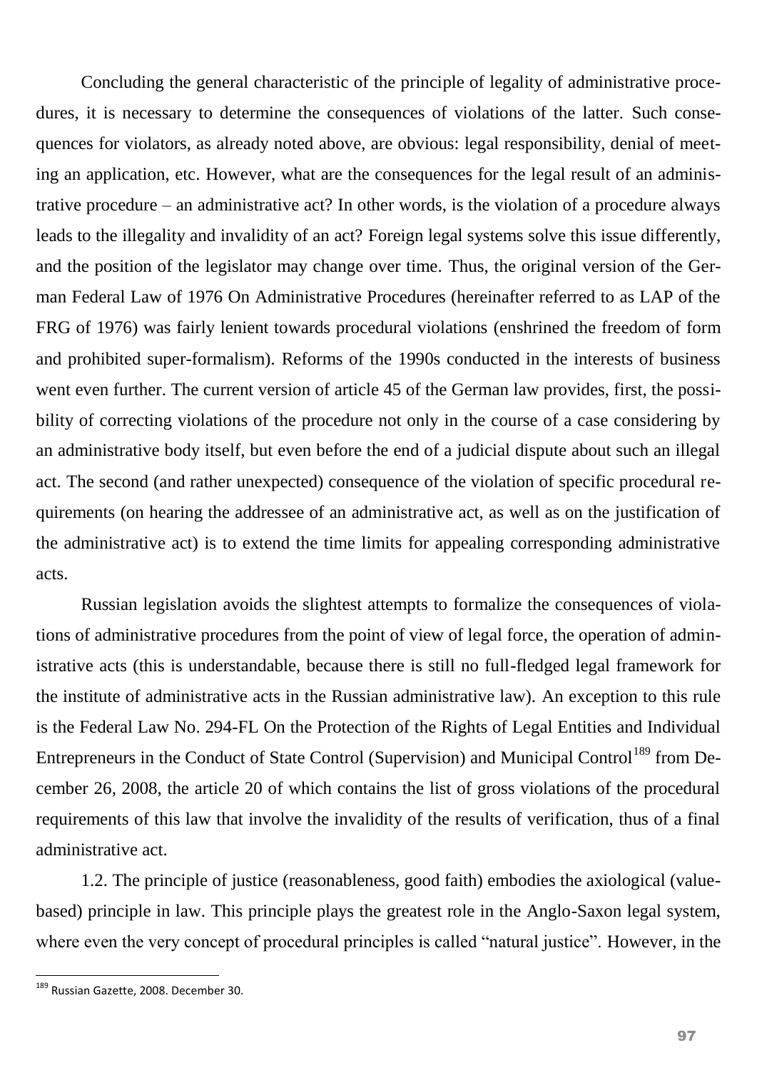Concluding the general characteristic of the principle of legality of administrative procedures, it is necessary to determine the consequences of violations of the latter. Such consequences for violators, as already noted above, are obvious: legal responsibility, denial of meeting an application, etc. However, what are the consequences for the legal result of an administrative procedure – an administrative act? In other words, is the violation of a procedure always leads to the illegality and invalidity of an act? Foreign legal systems solve this issue differently, and the position of the legislator may change over time. Thus, the original version of the German Federal Law of 1976 On Administrative Procedures (hereinafter referred to as LAP of the FRG of 1976) was fairly lenient towards procedural violations (enshrined the freedom of form and prohibited super-formalism). Reforms of the 1990s conducted in the interests of business went even further. The current version of article 45 of the German law provides, first, the possibility of correcting violations of the procedure not only in the course of a case considering by an administrative body itself, but even before the end of a judicial dispute about such an illegal act. The second (and rather unexpected) consequence of the violation of specific procedural requirements (on hearing the addressee of an administrative act, as well as on the justification of the administrative act) is to extend the time limits for appealing corresponding administrative acts.

Russian legislation avoids the slightest attempts to formalize the consequences of violations of administrative procedures from the point of view of legal force, the operation of administrative acts (this is understandable, because there is still no full-fledged legal framework for the institute of administrative acts in the Russian administrative law). An exception to this rule is the Federal Law No. 294-FL On the Protection of the Rights of Legal Entities and Individual Entrepreneurs in the Conduct of State Control (Supervision) and Municipal Control[189] from December 26, 2008, the article 20 of which contains the list of gross violations of the procedural requirements of this law that involve the invalidity of the results of verification, thus of a final administrative act.

1.2. The principle of justice (reasonableness, good faith) embodies the axiological (value-based) principle in law. This principle plays the greatest role in the Anglo-Saxon legal system, where even the very concept of procedural principles is called "natural justice". However, in the

[189] Russian Gazette, 2008. December 30.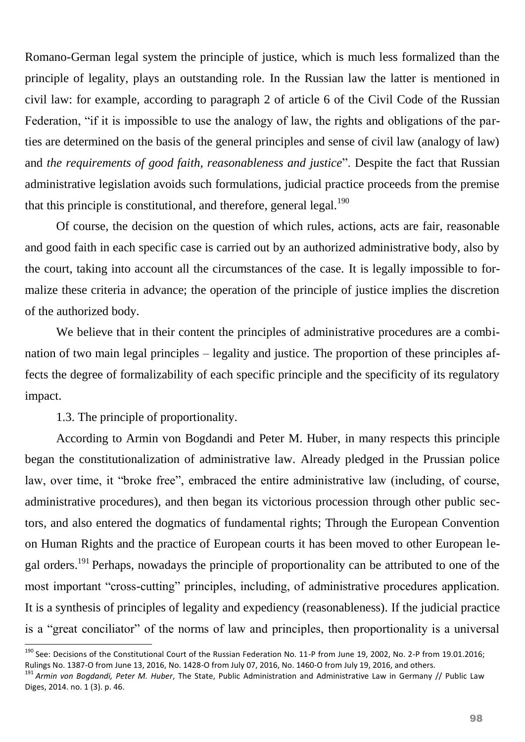Romano-German legal system the principle of justice, which is much less formalized than the principle of legality, plays an outstanding role. In the Russian law the latter is mentioned in civil law: for example, according to paragraph 2 of article 6 of the Civil Code of the Russian Federation, "if it is impossible to use the analogy of law, the rights and obligations of the parties are determined on the basis of the general principles and sense of civil law (analogy of law) and *the requirements of good faith, reasonableness and justice*". Despite the fact that Russian administrative legislation avoids such formulations, judicial practice proceeds from the premise that this principle is constitutional, and therefore, general legal.[190]

Of course, the decision on the question of which rules, actions, acts are fair, reasonable and good faith in each specific case is carried out by an authorized administrative body, also by the court, taking into account all the circumstances of the case. It is legally impossible to formalize these criteria in advance; the operation of the principle of justice implies the discretion of the authorized body.

We believe that in their content the principles of administrative procedures are a combination of two main legal principles – legality and justice. The proportion of these principles affects the degree of formalizability of each specific principle and the specificity of its regulatory impact.

1.3. The principle of proportionality.

According to Armin von Bogdandi and Peter M. Huber, in many respects this principle began the constitutionalization of administrative law. Already pledged in the Prussian police law, over time, it "broke free", embraced the entire administrative law (including, of course, administrative procedures), and then began its victorious procession through other public sectors, and also entered the dogmatics of fundamental rights; Through the European Convention on Human Rights and the practice of European courts it has been moved to other European legal orders.[191] Perhaps, nowadays the principle of proportionality can be attributed to one of the most important "cross-cutting" principles, including, of administrative procedures application. It is a synthesis of principles of legality and expediency (reasonableness). If the judicial practice is a "great conciliator" of the norms of law and principles, then proportionality is a universal

---

[190] See: Decisions of the Constitutional Court of the Russian Federation No. 11-P from June 19, 2002, No. 2-P from 19.01.2016; Rulings No. 1387-O from June 13, 2016, No. 1428-O from July 07, 2016, No. 1460-O from July 19, 2016, and others.

[191] *Armin von Bogdandi, Peter M. Huber*, The State, Public Administration and Administrative Law in Germany // Public Law Diges, 2014. no. 1 (3). p. 46.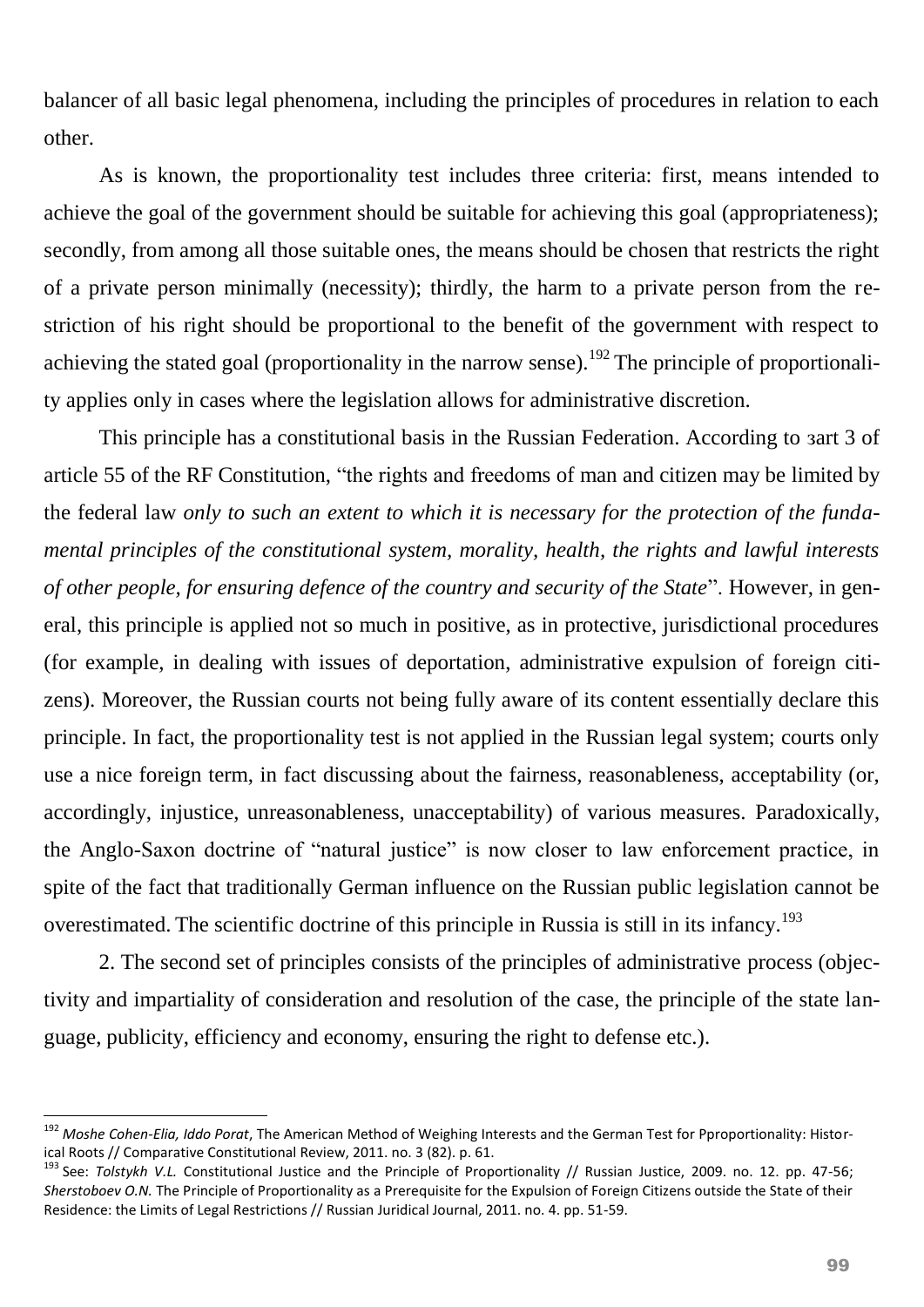balancer of all basic legal phenomena, including the principles of procedures in relation to each other.

As is known, the proportionality test includes three criteria: first, means intended to achieve the goal of the government should be suitable for achieving this goal (appropriateness); secondly, from among all those suitable ones, the means should be chosen that restricts the right of a private person minimally (necessity); thirdly, the harm to a private person from the restriction of his right should be proportional to the benefit of the government with respect to achieving the stated goal (proportionality in the narrow sense).[192] The principle of proportionality applies only in cases where the legislation allows for administrative discretion.

This principle has a constitutional basis in the Russian Federation. According to зart 3 of article 55 of the RF Constitution, "the rights and freedoms of man and citizen may be limited by the federal law *only to such an extent to which it is necessary for the protection of the fundamental principles of the constitutional system, morality, health, the rights and lawful interests of other people, for ensuring defence of the country and security of the State*". However, in general, this principle is applied not so much in positive, as in protective, jurisdictional procedures (for example, in dealing with issues of deportation, administrative expulsion of foreign citizens). Moreover, the Russian courts not being fully aware of its content essentially declare this principle. In fact, the proportionality test is not applied in the Russian legal system; courts only use a nice foreign term, in fact discussing about the fairness, reasonableness, acceptability (or, accordingly, injustice, unreasonableness, unacceptability) of various measures. Paradoxically, the Anglo-Saxon doctrine of "natural justice" is now closer to law enforcement practice, in spite of the fact that traditionally German influence on the Russian public legislation cannot be overestimated. The scientific doctrine of this principle in Russia is still in its infancy.[193]

2. The second set of principles consists of the principles of administrative process (objectivity and impartiality of consideration and resolution of the case, the principle of the state language, publicity, efficiency and economy, ensuring the right to defense etc.).

---

[192] *Moshe Cohen-Elia, Iddo Porat*, The American Method of Weighing Interests and the German Test for Pproportionality: Historical Roots // Comparative Constitutional Review, 2011. no. 3 (82). p. 61.

[193] See: *Tolstykh V.L.* Constitutional Justice and the Principle of Proportionality // Russian Justice, 2009. no. 12. pp. 47-56; *Sherstoboev O.N.* The Principle of Proportionality as a Prerequisite for the Expulsion of Foreign Citizens outside the State of their Residence: the Limits of Legal Restrictions // Russian Juridical Journal, 2011. no. 4. pp. 51-59.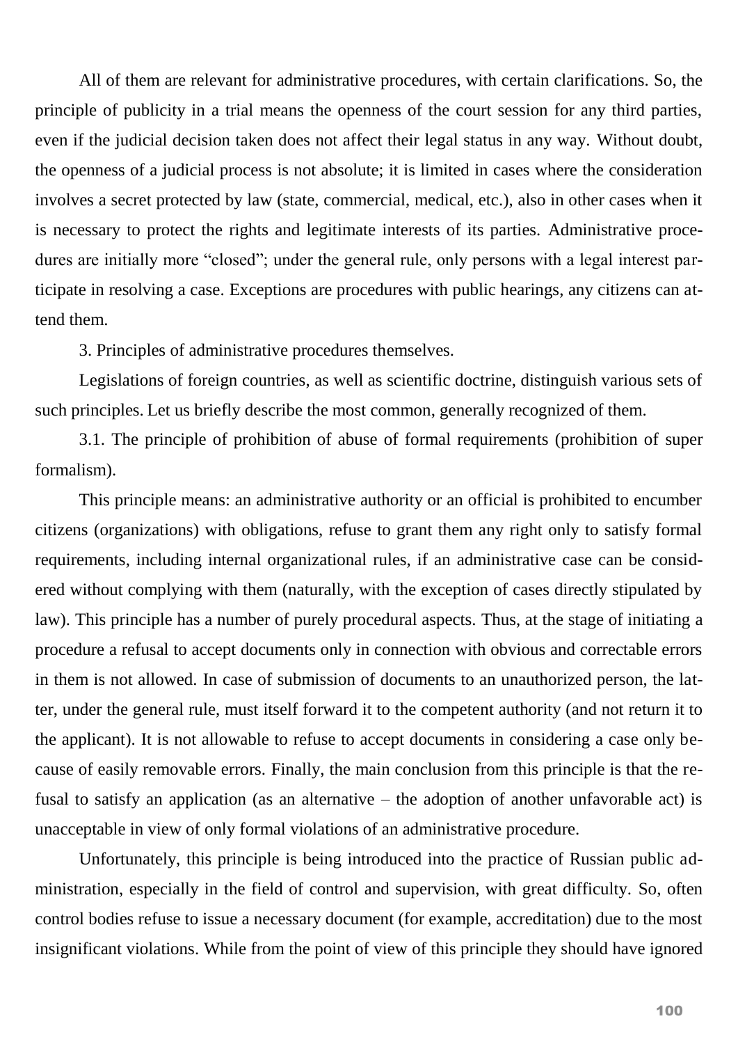All of them are relevant for administrative procedures, with certain clarifications. So, the principle of publicity in a trial means the openness of the court session for any third parties, even if the judicial decision taken does not affect their legal status in any way. Without doubt, the openness of a judicial process is not absolute; it is limited in cases where the consideration involves a secret protected by law (state, commercial, medical, etc.), also in other cases when it is necessary to protect the rights and legitimate interests of its parties. Administrative procedures are initially more "closed"; under the general rule, only persons with a legal interest participate in resolving a case. Exceptions are procedures with public hearings, any citizens can attend them.

3. Principles of administrative procedures themselves.

Legislations of foreign countries, as well as scientific doctrine, distinguish various sets of such principles. Let us briefly describe the most common, generally recognized of them.

3.1. The principle of prohibition of abuse of formal requirements (prohibition of super formalism).

This principle means: an administrative authority or an official is prohibited to encumber citizens (organizations) with obligations, refuse to grant them any right only to satisfy formal requirements, including internal organizational rules, if an administrative case can be considered without complying with them (naturally, with the exception of cases directly stipulated by law). This principle has a number of purely procedural aspects. Thus, at the stage of initiating a procedure a refusal to accept documents only in connection with obvious and correctable errors in them is not allowed. In case of submission of documents to an unauthorized person, the latter, under the general rule, must itself forward it to the competent authority (and not return it to the applicant). It is not allowable to refuse to accept documents in considering a case only because of easily removable errors. Finally, the main conclusion from this principle is that the refusal to satisfy an application (as an alternative – the adoption of another unfavorable act) is unacceptable in view of only formal violations of an administrative procedure.

Unfortunately, this principle is being introduced into the practice of Russian public administration, especially in the field of control and supervision, with great difficulty. So, often control bodies refuse to issue a necessary document (for example, accreditation) due to the most insignificant violations. While from the point of view of this principle they should have ignored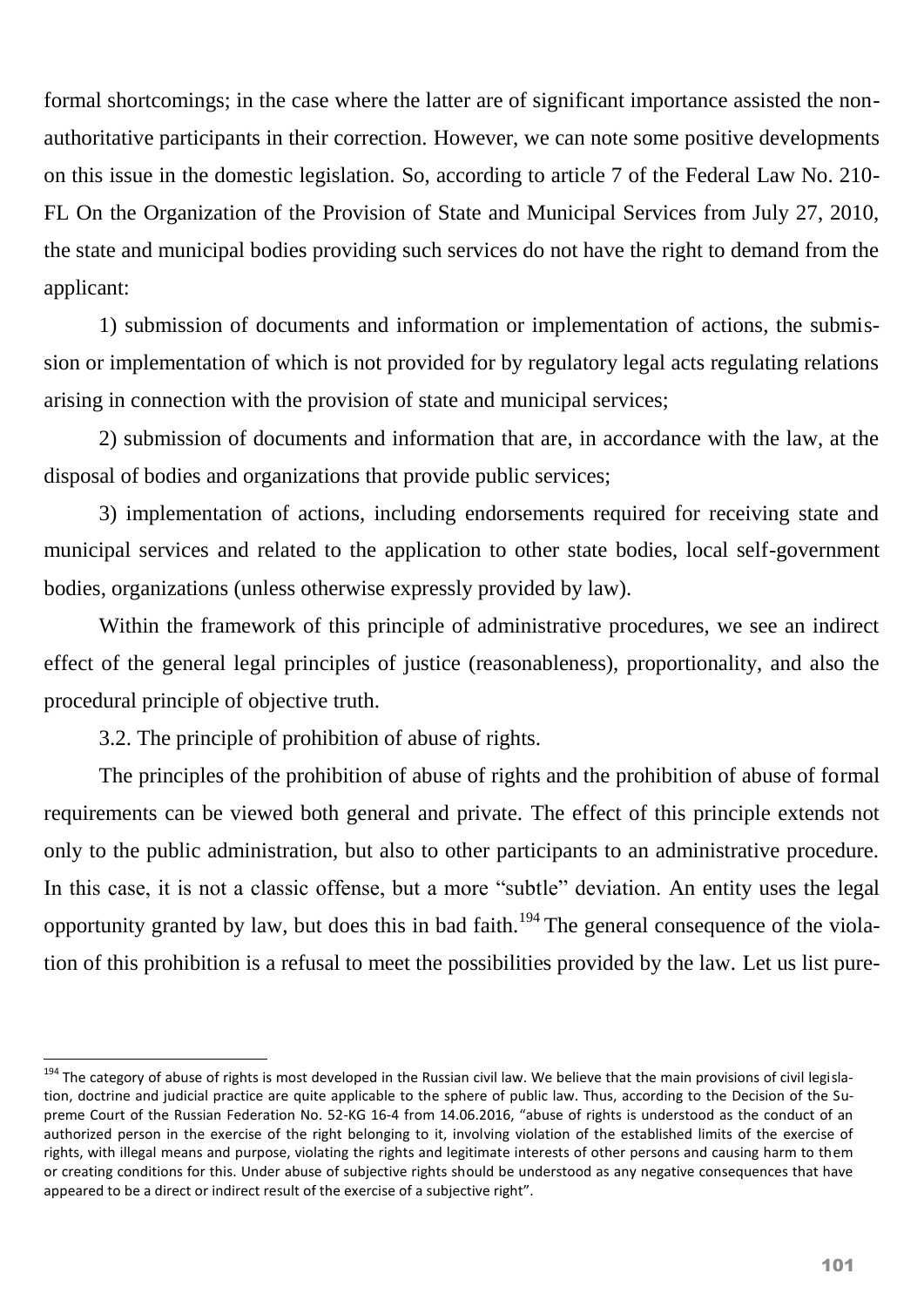formal shortcomings; in the case where the latter are of significant importance assisted the non-authoritative participants in their correction. However, we can note some positive developments on this issue in the domestic legislation. So, according to article 7 of the Federal Law No. 210-FL On the Organization of the Provision of State and Municipal Services from July 27, 2010, the state and municipal bodies providing such services do not have the right to demand from the applicant:

1) submission of documents and information or implementation of actions, the submission or implementation of which is not provided for by regulatory legal acts regulating relations arising in connection with the provision of state and municipal services;

2) submission of documents and information that are, in accordance with the law, at the disposal of bodies and organizations that provide public services;

3) implementation of actions, including endorsements required for receiving state and municipal services and related to the application to other state bodies, local self-government bodies, organizations (unless otherwise expressly provided by law).

Within the framework of this principle of administrative procedures, we see an indirect effect of the general legal principles of justice (reasonableness), proportionality, and also the procedural principle of objective truth.

3.2. The principle of prohibition of abuse of rights.

The principles of the prohibition of abuse of rights and the prohibition of abuse of formal requirements can be viewed both general and private. The effect of this principle extends not only to the public administration, but also to other participants to an administrative procedure. In this case, it is not a classic offense, but a more "subtle" deviation. An entity uses the legal opportunity granted by law, but does this in bad faith.[194] The general consequence of the violation of this prohibition is a refusal to meet the possibilities provided by the law. Let us list pure-

---

[194] The category of abuse of rights is most developed in the Russian civil law. We believe that the main provisions of civil legislation, doctrine and judicial practice are quite applicable to the sphere of public law. Thus, according to the Decision of the Supreme Court of the Russian Federation No. 52-KG 16-4 from 14.06.2016, "abuse of rights is understood as the conduct of an authorized person in the exercise of the right belonging to it, involving violation of the established limits of the exercise of rights, with illegal means and purpose, violating the rights and legitimate interests of other persons and causing harm to them or creating conditions for this. Under abuse of subjective rights should be understood as any negative consequences that have appeared to be a direct or indirect result of the exercise of a subjective right".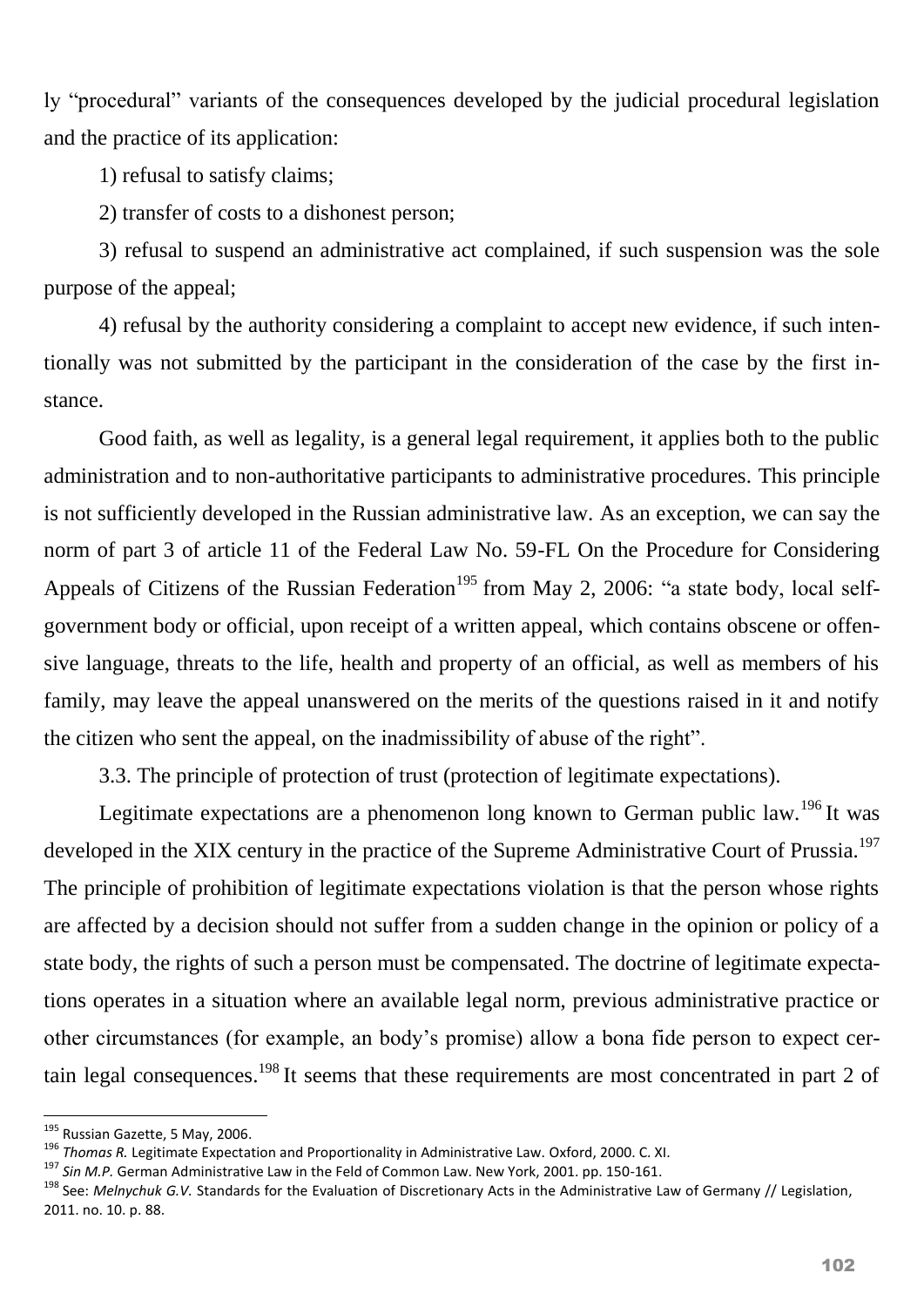ly "procedural" variants of the consequences developed by the judicial procedural legislation and the practice of its application:

1) refusal to satisfy claims;

2) transfer of costs to a dishonest person;

3) refusal to suspend an administrative act complained, if such suspension was the sole purpose of the appeal;

4) refusal by the authority considering a complaint to accept new evidence, if such intentionally was not submitted by the participant in the consideration of the case by the first instance.

Good faith, as well as legality, is a general legal requirement, it applies both to the public administration and to non-authoritative participants to administrative procedures. This principle is not sufficiently developed in the Russian administrative law. As an exception, we can say the norm of part 3 of article 11 of the Federal Law No. 59-FL On the Procedure for Considering Appeals of Citizens of the Russian Federation[195] from May 2, 2006: "a state body, local self-government body or official, upon receipt of a written appeal, which contains obscene or offensive language, threats to the life, health and property of an official, as well as members of his family, may leave the appeal unanswered on the merits of the questions raised in it and notify the citizen who sent the appeal, on the inadmissibility of abuse of the right".

3.3. The principle of protection of trust (protection of legitimate expectations).

Legitimate expectations are a phenomenon long known to German public law.[196] It was developed in the XIX century in the practice of the Supreme Administrative Court of Prussia.[197] The principle of prohibition of legitimate expectations violation is that the person whose rights are affected by a decision should not suffer from a sudden change in the opinion or policy of a state body, the rights of such a person must be compensated. The doctrine of legitimate expectations operates in a situation where an available legal norm, previous administrative practice or other circumstances (for example, an body's promise) allow a bona fide person to expect certain legal consequences.[198] It seems that these requirements are most concentrated in part 2 of

[195] Russian Gazette, 5 May, 2006.

[196] *Thomas R.* Legitimate Expectation and Proportionality in Administrative Law. Oxford, 2000. C. XI.

[197] *Sin M.P.* German Administrative Law in the Feld of Common Law. New York, 2001. pp. 150-161.

[198] See: *Melnychuk G.V.* Standards for the Evaluation of Discretionary Acts in the Administrative Law of Germany // Legislation, 2011. no. 10. p. 88.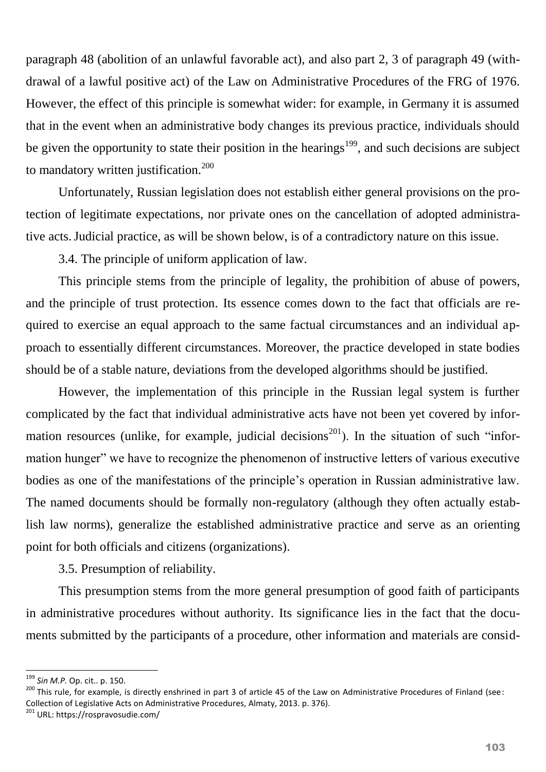paragraph 48 (abolition of an unlawful favorable act), and also part 2, 3 of paragraph 49 (withdrawal of a lawful positive act) of the Law on Administrative Procedures of the FRG of 1976. However, the effect of this principle is somewhat wider: for example, in Germany it is assumed that in the event when an administrative body changes its previous practice, individuals should be given the opportunity to state their position in the hearings[199], and such decisions are subject to mandatory written justification.[200]

Unfortunately, Russian legislation does not establish either general provisions on the protection of legitimate expectations, nor private ones on the cancellation of adopted administrative acts. Judicial practice, as will be shown below, is of a contradictory nature on this issue.

3.4. The principle of uniform application of law.

This principle stems from the principle of legality, the prohibition of abuse of powers, and the principle of trust protection. Its essence comes down to the fact that officials are required to exercise an equal approach to the same factual circumstances and an individual approach to essentially different circumstances. Moreover, the practice developed in state bodies should be of a stable nature, deviations from the developed algorithms should be justified.

However, the implementation of this principle in the Russian legal system is further complicated by the fact that individual administrative acts have not been yet covered by information resources (unlike, for example, judicial decisions[201]). In the situation of such "information hunger" we have to recognize the phenomenon of instructive letters of various executive bodies as one of the manifestations of the principle's operation in Russian administrative law. The named documents should be formally non-regulatory (although they often actually establish law norms), generalize the established administrative practice and serve as an orienting point for both officials and citizens (organizations).

3.5. Presumption of reliability.

This presumption stems from the more general presumption of good faith of participants in administrative procedures without authority. Its significance lies in the fact that the documents submitted by the participants of a procedure, other information and materials are consid-

---

[199] *Sin M.P.* Op. cit.. p. 150.

[200] This rule, for example, is directly enshrined in part 3 of article 45 of the Law on Administrative Procedures of Finland (see: Collection of Legislative Acts on Administrative Procedures, Almaty, 2013. p. 376).

[201] URL: https://rospravosudie.com/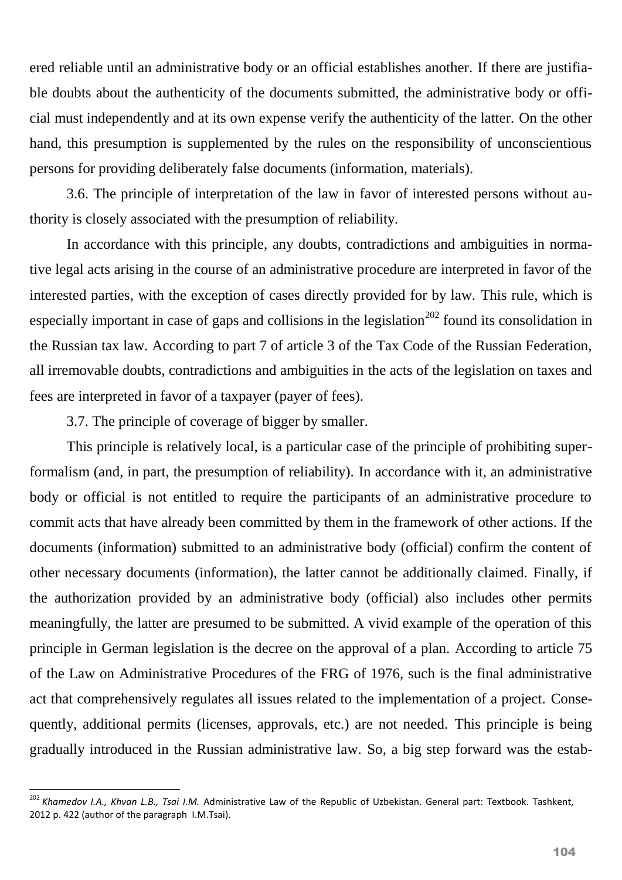ered reliable until an administrative body or an official establishes another. If there are justifiable doubts about the authenticity of the documents submitted, the administrative body or official must independently and at its own expense verify the authenticity of the latter. On the other hand, this presumption is supplemented by the rules on the responsibility of unconscientious persons for providing deliberately false documents (information, materials).

3.6. The principle of interpretation of the law in favor of interested persons without authority is closely associated with the presumption of reliability.

In accordance with this principle, any doubts, contradictions and ambiguities in normative legal acts arising in the course of an administrative procedure are interpreted in favor of the interested parties, with the exception of cases directly provided for by law. This rule, which is especially important in case of gaps and collisions in the legislation[202] found its consolidation in the Russian tax law. According to part 7 of article 3 of the Tax Code of the Russian Federation, all irremovable doubts, contradictions and ambiguities in the acts of the legislation on taxes and fees are interpreted in favor of a taxpayer (payer of fees).

3.7. The principle of coverage of bigger by smaller.

This principle is relatively local, is a particular case of the principle of prohibiting superformalism (and, in part, the presumption of reliability). In accordance with it, an administrative body or official is not entitled to require the participants of an administrative procedure to commit acts that have already been committed by them in the framework of other actions. If the documents (information) submitted to an administrative body (official) confirm the content of other necessary documents (information), the latter cannot be additionally claimed. Finally, if the authorization provided by an administrative body (official) also includes other permits meaningfully, the latter are presumed to be submitted. A vivid example of the operation of this principle in German legislation is the decree on the approval of a plan. According to article 75 of the Law on Administrative Procedures of the FRG of 1976, such is the final administrative act that comprehensively regulates all issues related to the implementation of a project. Consequently, additional permits (licenses, approvals, etc.) are not needed. This principle is being gradually introduced in the Russian administrative law. So, a big step forward was the estab-

---

[202] *Khamedov I.A., Khvan L.B., Tsai I.M.* Administrative Law of the Republic of Uzbekistan. General part: Textbook. Tashkent, 2012 p. 422 (author of the paragraph I.M.Tsai).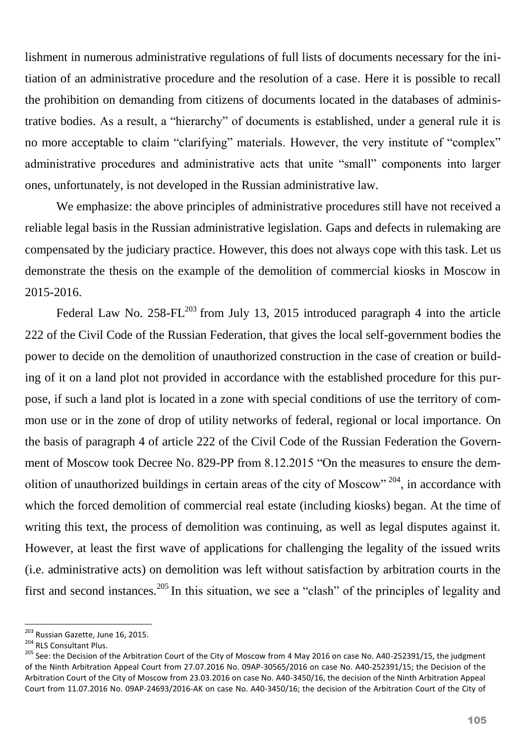lishment in numerous administrative regulations of full lists of documents necessary for the initiation of an administrative procedure and the resolution of a case. Here it is possible to recall the prohibition on demanding from citizens of documents located in the databases of administrative bodies. As a result, a "hierarchy" of documents is established, under a general rule it is no more acceptable to claim "clarifying" materials. However, the very institute of "complex" administrative procedures and administrative acts that unite "small" components into larger ones, unfortunately, is not developed in the Russian administrative law.

We emphasize: the above principles of administrative procedures still have not received a reliable legal basis in the Russian administrative legislation. Gaps and defects in rulemaking are compensated by the judiciary practice. However, this does not always cope with this task. Let us demonstrate the thesis on the example of the demolition of commercial kiosks in Moscow in 2015-2016.

Federal Law No. 258-FL[203] from July 13, 2015 introduced paragraph 4 into the article 222 of the Civil Code of the Russian Federation, that gives the local self-government bodies the power to decide on the demolition of unauthorized construction in the case of creation or building of it on a land plot not provided in accordance with the established procedure for this purpose, if such a land plot is located in a zone with special conditions of use the territory of common use or in the zone of drop of utility networks of federal, regional or local importance. On the basis of paragraph 4 of article 222 of the Civil Code of the Russian Federation the Government of Moscow took Decree No. 829-PP from 8.12.2015 "On the measures to ensure the demolition of unauthorized buildings in certain areas of the city of Moscow" [204], in accordance with which the forced demolition of commercial real estate (including kiosks) began. At the time of writing this text, the process of demolition was continuing, as well as legal disputes against it. However, at least the first wave of applications for challenging the legality of the issued writs (i.e. administrative acts) on demolition was left without satisfaction by arbitration courts in the first and second instances.[205] In this situation, we see a "clash" of the principles of legality and

---

[203] Russian Gazette, June 16, 2015.

[204] RLS Consultant Plus.

[205] See: the Decision of the Arbitration Court of the City of Moscow from 4 May 2016 on case No. A40-252391/15, the judgment of the Ninth Arbitration Appeal Court from 27.07.2016 No. 09AP-30565/2016 on case No. A40-252391/15; the Decision of the Arbitration Court of the City of Moscow from 23.03.2016 on case No. A40-3450/16, the decision of the Ninth Arbitration Appeal Court from 11.07.2016 No. 09AP-24693/2016-AK on case No. A40-3450/16; the decision of the Arbitration Court of the City of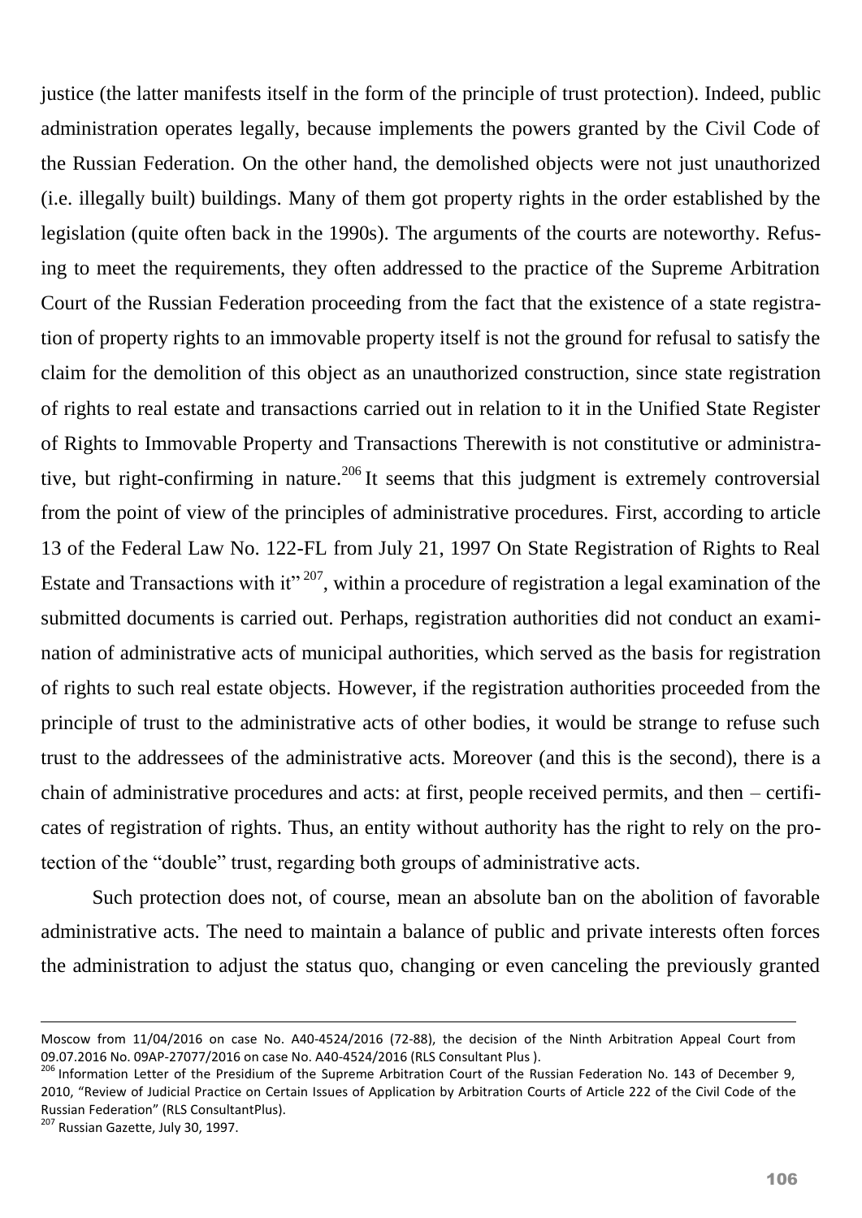justice (the latter manifests itself in the form of the principle of trust protection). Indeed, public administration operates legally, because implements the powers granted by the Civil Code of the Russian Federation. On the other hand, the demolished objects were not just unauthorized (i.e. illegally built) buildings. Many of them got property rights in the order established by the legislation (quite often back in the 1990s). The arguments of the courts are noteworthy. Refusing to meet the requirements, they often addressed to the practice of the Supreme Arbitration Court of the Russian Federation proceeding from the fact that the existence of a state registration of property rights to an immovable property itself is not the ground for refusal to satisfy the claim for the demolition of this object as an unauthorized construction, since state registration of rights to real estate and transactions carried out in relation to it in the Unified State Register of Rights to Immovable Property and Transactions Therewith is not constitutive or administrative, but right-confirming in nature.[206] It seems that this judgment is extremely controversial from the point of view of the principles of administrative procedures. First, according to article 13 of the Federal Law No. 122-FL from July 21, 1997 On State Registration of Rights to Real Estate and Transactions with it"[207], within a procedure of registration a legal examination of the submitted documents is carried out. Perhaps, registration authorities did not conduct an examination of administrative acts of municipal authorities, which served as the basis for registration of rights to such real estate objects. However, if the registration authorities proceeded from the principle of trust to the administrative acts of other bodies, it would be strange to refuse such trust to the addressees of the administrative acts. Moreover (and this is the second), there is a chain of administrative procedures and acts: at first, people received permits, and then – certificates of registration of rights. Thus, an entity without authority has the right to rely on the protection of the "double" trust, regarding both groups of administrative acts.

Such protection does not, of course, mean an absolute ban on the abolition of favorable administrative acts. The need to maintain a balance of public and private interests often forces the administration to adjust the status quo, changing or even canceling the previously granted

---

Moscow from 11/04/2016 on case No. A40-4524/2016 (72-88), the decision of the Ninth Arbitration Appeal Court from 09.07.2016 No. 09AP-27077/2016 on case No. A40-4524/2016 (RLS Consultant Plus ).

[206] Information Letter of the Presidium of the Supreme Arbitration Court of the Russian Federation No. 143 of December 9, 2010, "Review of Judicial Practice on Certain Issues of Application by Arbitration Courts of Article 222 of the Civil Code of the Russian Federation" (RLS ConsultantPlus).

[207] Russian Gazette, July 30, 1997.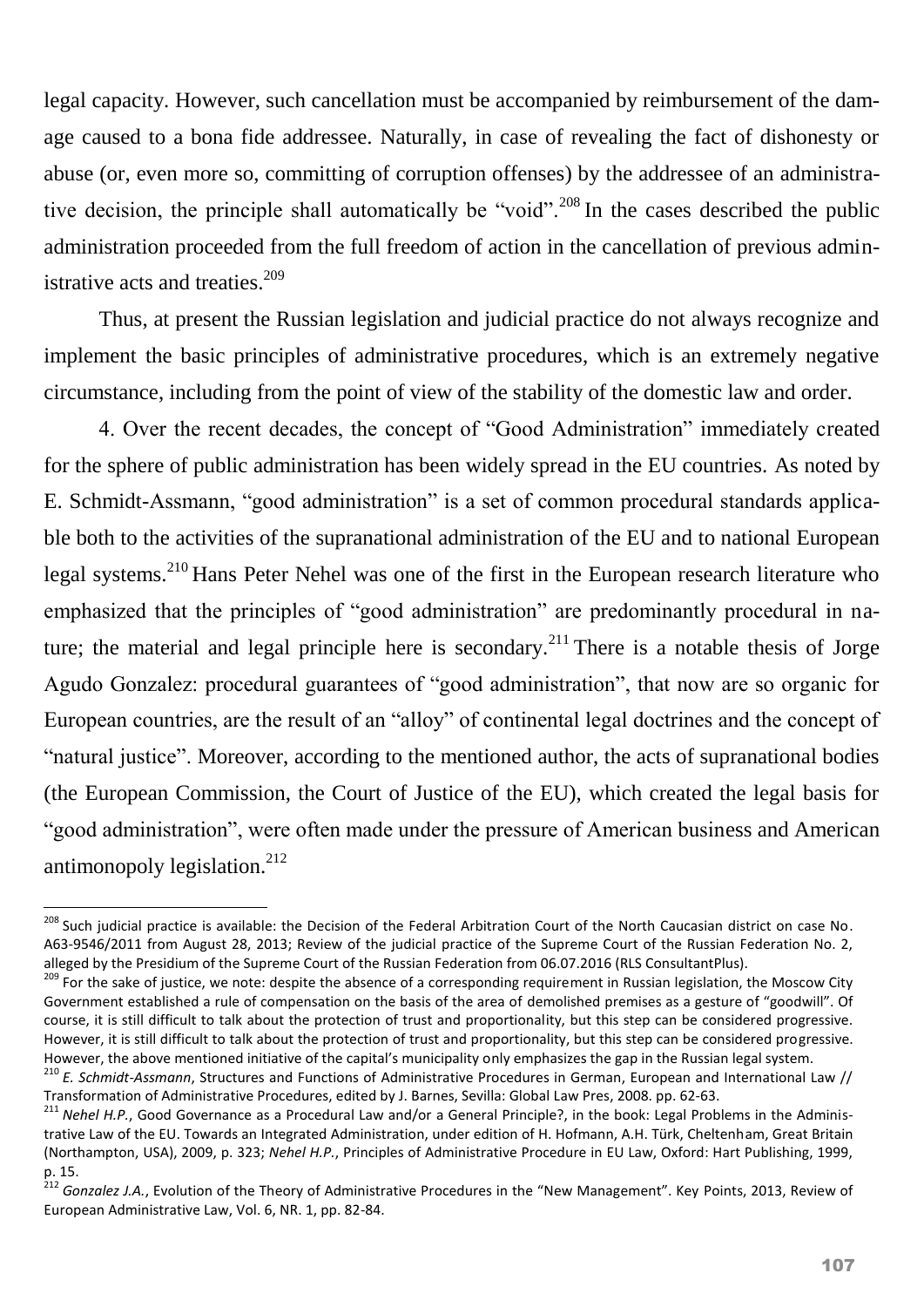legal capacity. However, such cancellation must be accompanied by reimbursement of the damage caused to a bona fide addressee. Naturally, in case of revealing the fact of dishonesty or abuse (or, even more so, committing of corruption offenses) by the addressee of an administrative decision, the principle shall automatically be "void".[208] In the cases described the public administration proceeded from the full freedom of action in the cancellation of previous administrative acts and treaties.[209]

Thus, at present the Russian legislation and judicial practice do not always recognize and implement the basic principles of administrative procedures, which is an extremely negative circumstance, including from the point of view of the stability of the domestic law and order.

4. Over the recent decades, the concept of "Good Administration" immediately created for the sphere of public administration has been widely spread in the EU countries. As noted by E. Schmidt-Assmann, "good administration" is a set of common procedural standards applicable both to the activities of the supranational administration of the EU and to national European legal systems.[210] Hans Peter Nehel was one of the first in the European research literature who emphasized that the principles of "good administration" are predominantly procedural in nature; the material and legal principle here is secondary.[211] There is a notable thesis of Jorge Agudo Gonzalez: procedural guarantees of "good administration", that now are so organic for European countries, are the result of an "alloy" of continental legal doctrines and the concept of "natural justice". Moreover, according to the mentioned author, the acts of supranational bodies (the European Commission, the Court of Justice of the EU), which created the legal basis for "good administration", were often made under the pressure of American business and American antimonopoly legislation.[212]

---

[208] Such judicial practice is available: the Decision of the Federal Arbitration Court of the North Caucasian district on case No. A63-9546/2011 from August 28, 2013; Review of the judicial practice of the Supreme Court of the Russian Federation No. 2, alleged by the Presidium of the Supreme Court of the Russian Federation from 06.07.2016 (RLS ConsultantPlus).

[209] For the sake of justice, we note: despite the absence of a corresponding requirement in Russian legislation, the Moscow City Government established a rule of compensation on the basis of the area of demolished premises as a gesture of "goodwill". Of course, it is still difficult to talk about the protection of trust and proportionality, but this step can be considered progressive. However, it is still difficult to talk about the protection of trust and proportionality, but this step can be considered progressive. However, the above mentioned initiative of the capital's municipality only emphasizes the gap in the Russian legal system.

[210] *E. Schmidt-Assmann*, Structures and Functions of Administrative Procedures in German, European and International Law // Transformation of Administrative Procedures, edited by J. Barnes, Sevilla: Global Law Pres, 2008. pp. 62-63.

[211] *Nehel H.P.*, Good Governance as a Procedural Law and/or a General Principle?, in the book: Legal Problems in the Administrative Law of the EU. Towards an Integrated Administration, under edition of H. Hofmann, A.H. Türk, Cheltenham, Great Britain (Northampton, USA), 2009, p. 323; *Nehel H.P.*, Principles of Administrative Procedure in EU Law, Oxford: Hart Publishing, 1999, p. 15.

[212] *Gonzalez J.A.*, Evolution of the Theory of Administrative Procedures in the "New Management". Key Points, 2013, Review of European Administrative Law, Vol. 6, NR. 1, pp. 82-84.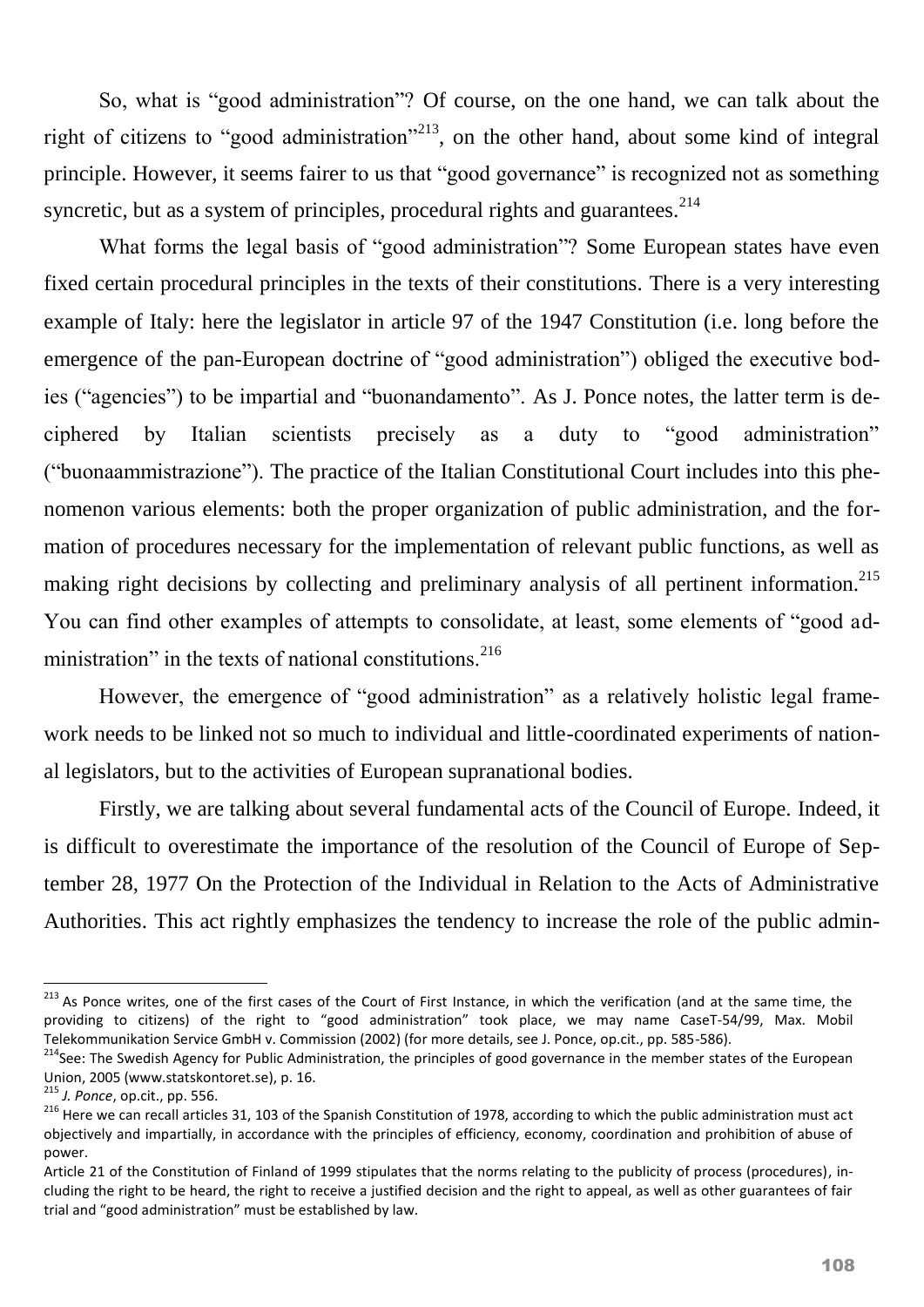So, what is "good administration"? Of course, on the one hand, we can talk about the right of citizens to "good administration"[213], on the other hand, about some kind of integral principle. However, it seems fairer to us that "good governance" is recognized not as something syncretic, but as a system of principles, procedural rights and guarantees.[214]

What forms the legal basis of "good administration"? Some European states have even fixed certain procedural principles in the texts of their constitutions. There is a very interesting example of Italy: here the legislator in article 97 of the 1947 Constitution (i.e. long before the emergence of the pan-European doctrine of "good administration") obliged the executive bodies ("agencies") to be impartial and "buonandamento". As J. Ponce notes, the latter term is deciphered by Italian scientists precisely as a duty to "good administration" ("buonaammistrazione"). The practice of the Italian Constitutional Court includes into this phenomenon various elements: both the proper organization of public administration, and the formation of procedures necessary for the implementation of relevant public functions, as well as making right decisions by collecting and preliminary analysis of all pertinent information.[215] You can find other examples of attempts to consolidate, at least, some elements of "good administration" in the texts of national constitutions.[216]

However, the emergence of "good administration" as a relatively holistic legal framework needs to be linked not so much to individual and little-coordinated experiments of national legislators, but to the activities of European supranational bodies.

Firstly, we are talking about several fundamental acts of the Council of Europe. Indeed, it is difficult to overestimate the importance of the resolution of the Council of Europe of September 28, 1977 On the Protection of the Individual in Relation to the Acts of Administrative Authorities. This act rightly emphasizes the tendency to increase the role of the public admin-

---

[213] As Ponce writes, one of the first cases of the Court of First Instance, in which the verification (and at the same time, the providing to citizens) of the right to "good administration" took place, we may name CaseT-54/99, Max. Mobil Telekommunikation Service GmbH v. Commission (2002) (for more details, see J. Ponce, op.cit., pp. 585-586).

[214] See: The Swedish Agency for Public Administration, the principles of good governance in the member states of the European Union, 2005 (www.statskontoret.se), p. 16.

[215] *J. Ponce*, op.cit., pp. 556.

[216] Here we can recall articles 31, 103 of the Spanish Constitution of 1978, according to which the public administration must act objectively and impartially, in accordance with the principles of efficiency, economy, coordination and prohibition of abuse of power.

Article 21 of the Constitution of Finland of 1999 stipulates that the norms relating to the publicity of process (procedures), including the right to be heard, the right to receive a justified decision and the right to appeal, as well as other guarantees of fair trial and "good administration" must be established by law.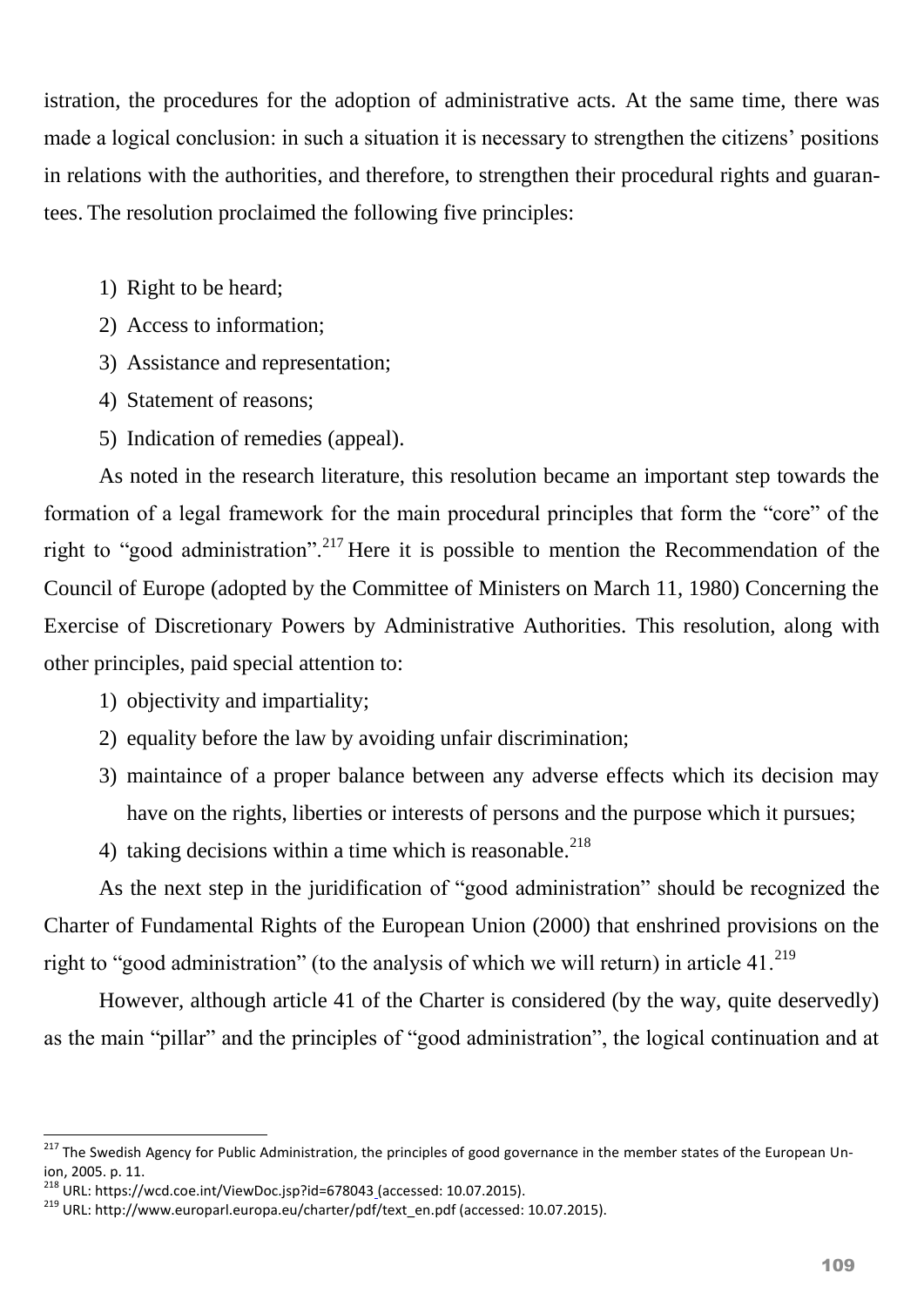istration, the procedures for the adoption of administrative acts. At the same time, there was made a logical conclusion: in such a situation it is necessary to strengthen the citizens' positions in relations with the authorities, and therefore, to strengthen their procedural rights and guarantees. The resolution proclaimed the following five principles:

1) Right to be heard;
2) Access to information;
3) Assistance and representation;
4) Statement of reasons;
5) Indication of remedies (appeal).

As noted in the research literature, this resolution became an important step towards the formation of a legal framework for the main procedural principles that form the "core" of the right to "good administration".[217] Here it is possible to mention the Recommendation of the Council of Europe (adopted by the Committee of Ministers on March 11, 1980) Concerning the Exercise of Discretionary Powers by Administrative Authorities. This resolution, along with other principles, paid special attention to:

1) objectivity and impartiality;
2) equality before the law by avoiding unfair discrimination;
3) maintaince of a proper balance between any adverse effects which its decision may have on the rights, liberties or interests of persons and the purpose which it pursues;
4) taking decisions within a time which is reasonable.[218]

As the next step in the juridification of "good administration" should be recognized the Charter of Fundamental Rights of the European Union (2000) that enshrined provisions on the right to "good administration" (to the analysis of which we will return) in article 41.[219]

However, although article 41 of the Charter is considered (by the way, quite deservedly) as the main "pillar" and the principles of "good administration", the logical continuation and at

---

[217] The Swedish Agency for Public Administration, the principles of good governance in the member states of the European Union, 2005. p. 11.

[218] URL: https://wcd.coe.int/ViewDoc.jsp?id=678043 (accessed: 10.07.2015).

[219] URL: http://www.europarl.europa.eu/charter/pdf/text_en.pdf (accessed: 10.07.2015).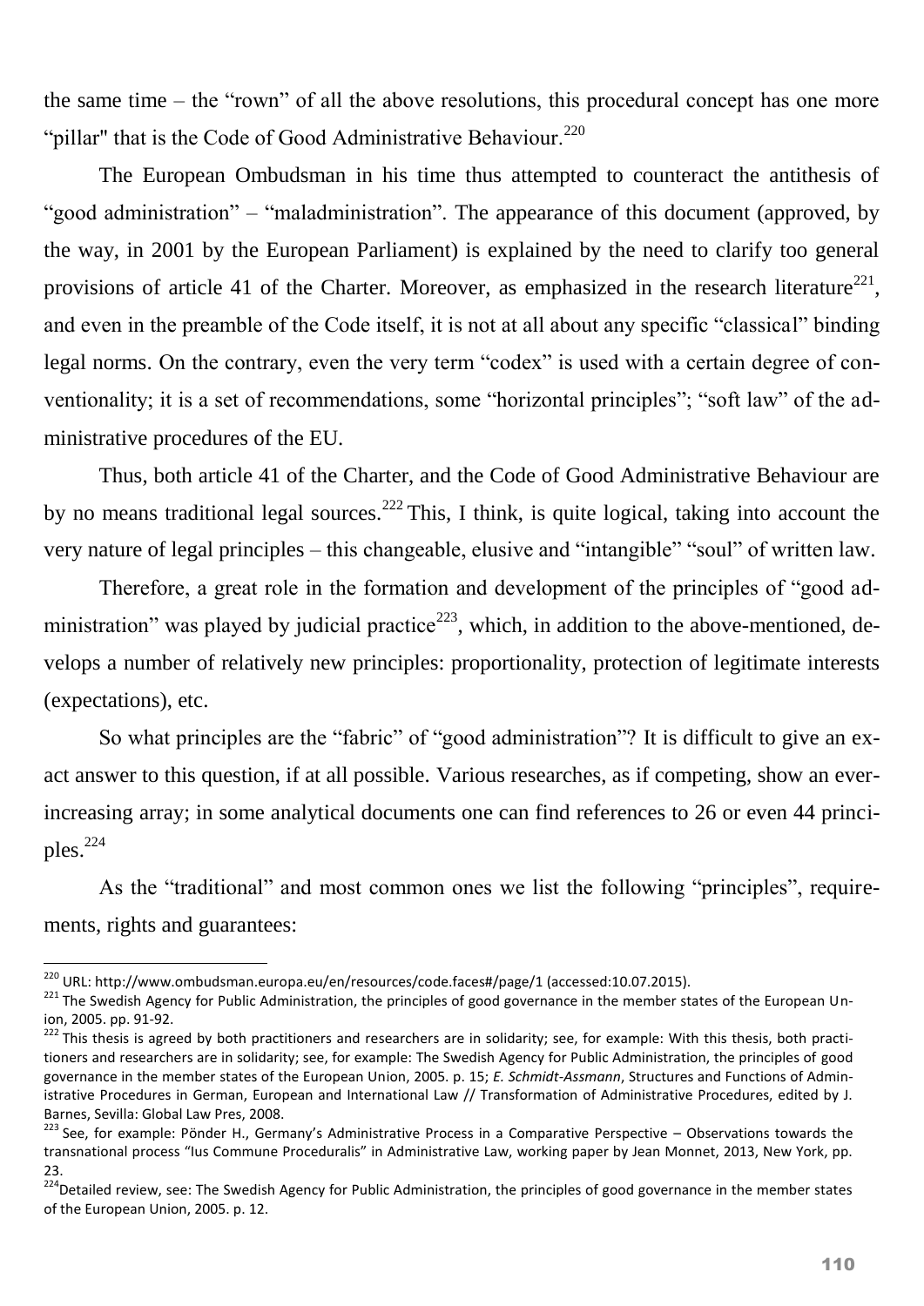the same time – the "rown" of all the above resolutions, this procedural concept has one more "pillar" that is the Code of Good Administrative Behaviour.[220]

The European Ombudsman in his time thus attempted to counteract the antithesis of "good administration" – "maladministration". The appearance of this document (approved, by the way, in 2001 by the European Parliament) is explained by the need to clarify too general provisions of article 41 of the Charter. Moreover, as emphasized in the research literature[221], and even in the preamble of the Code itself, it is not at all about any specific "classical" binding legal norms. On the contrary, even the very term "codex" is used with a certain degree of conventionality; it is a set of recommendations, some "horizontal principles"; "soft law" of the administrative procedures of the EU.

Thus, both article 41 of the Charter, and the Code of Good Administrative Behaviour are by no means traditional legal sources.[222] This, I think, is quite logical, taking into account the very nature of legal principles – this changeable, elusive and "intangible" "soul" of written law.

Therefore, a great role in the formation and development of the principles of "good administration" was played by judicial practice[223], which, in addition to the above-mentioned, develops a number of relatively new principles: proportionality, protection of legitimate interests (expectations), etc.

So what principles are the "fabric" of "good administration"? It is difficult to give an exact answer to this question, if at all possible. Various researches, as if competing, show an ever-increasing array; in some analytical documents one can find references to 26 or even 44 principles.[224]

As the "traditional" and most common ones we list the following "principles", requirements, rights and guarantees:

---

[220] URL: http://www.ombudsman.europa.eu/en/resources/code.faces#/page/1 (accessed:10.07.2015).

[221] The Swedish Agency for Public Administration, the principles of good governance in the member states of the European Union, 2005. pp. 91-92.

[222] This thesis is agreed by both practitioners and researchers are in solidarity; see, for example: With this thesis, both practitioners and researchers are in solidarity; see, for example: The Swedish Agency for Public Administration, the principles of good governance in the member states of the European Union, 2005. p. 15; *E. Schmidt-Assmann*, Structures and Functions of Administrative Procedures in German, European and International Law // Transformation of Administrative Procedures, edited by J. Barnes, Sevilla: Global Law Pres, 2008.

[223] See, for example: Pönder H., Germany's Administrative Process in a Comparative Perspective – Observations towards the transnational process "Ius Commune Proceduralis" in Administrative Law, working paper by Jean Monnet, 2013, New York, pp. 23.

[224] Detailed review, see: The Swedish Agency for Public Administration, the principles of good governance in the member states of the European Union, 2005. p. 12.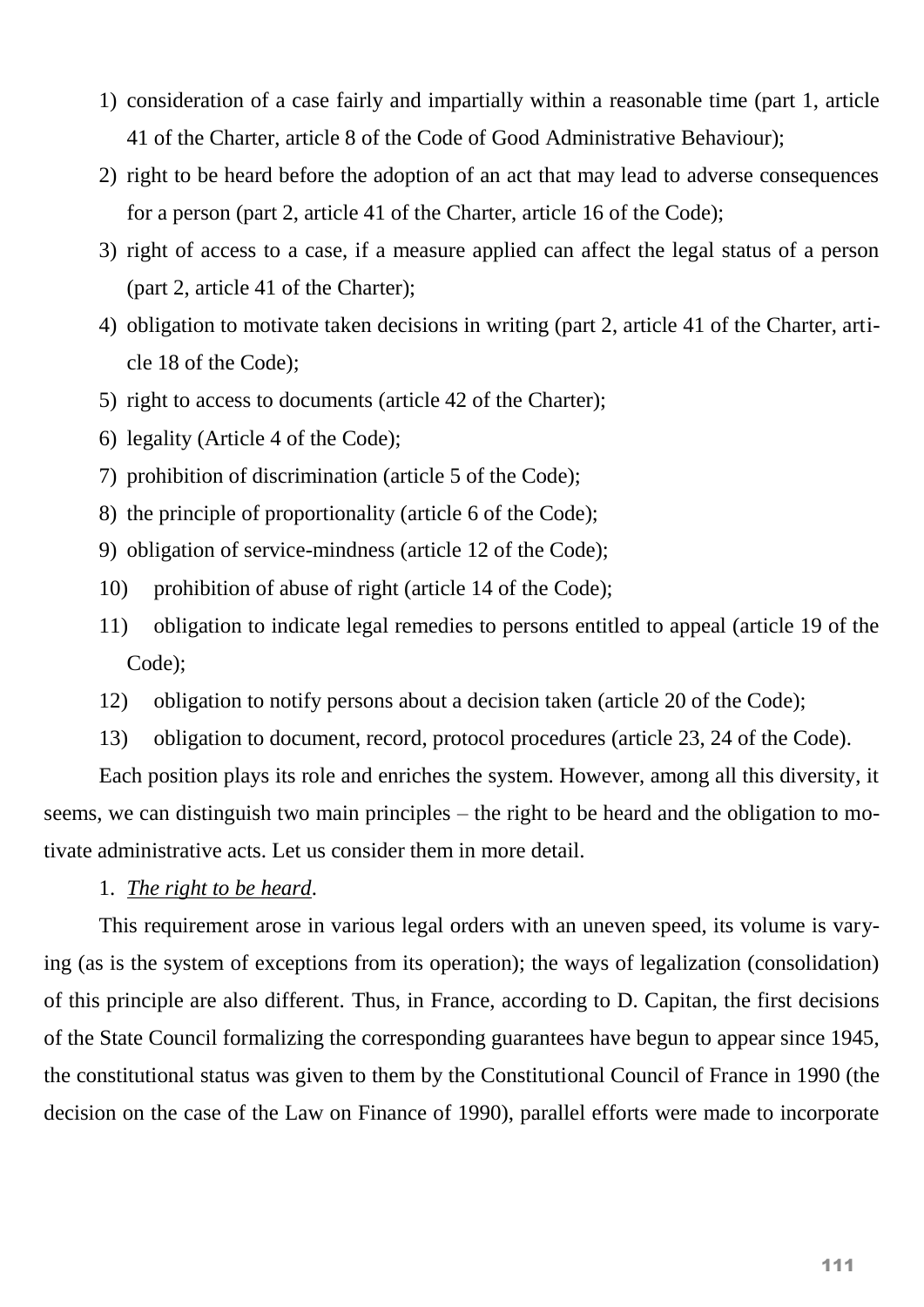1) consideration of a case fairly and impartially within a reasonable time (part 1, article 41 of the Charter, article 8 of the Code of Good Administrative Behaviour);
2) right to be heard before the adoption of an act that may lead to adverse consequences for a person (part 2, article 41 of the Charter, article 16 of the Code);
3) right of access to a case, if a measure applied can affect the legal status of a person (part 2, article 41 of the Charter);
4) obligation to motivate taken decisions in writing (part 2, article 41 of the Charter, article 18 of the Code);
5) right to access to documents (article 42 of the Charter);
6) legality (Article 4 of the Code);
7) prohibition of discrimination (article 5 of the Code);
8) the principle of proportionality (article 6 of the Code);
9) obligation of service-mindness (article 12 of the Code);
10) prohibition of abuse of right (article 14 of the Code);
11) obligation to indicate legal remedies to persons entitled to appeal (article 19 of the Code);
12) obligation to notify persons about a decision taken (article 20 of the Code);
13) obligation to document, record, protocol procedures (article 23, 24 of the Code).

Each position plays its role and enriches the system. However, among all this diversity, it seems, we can distinguish two main principles – the right to be heard and the obligation to motivate administrative acts. Let us consider them in more detail.

1. *The right to be heard*.

This requirement arose in various legal orders with an uneven speed, its volume is varying (as is the system of exceptions from its operation); the ways of legalization (consolidation) of this principle are also different. Thus, in France, according to D. Capitan, the first decisions of the State Council formalizing the corresponding guarantees have begun to appear since 1945, the constitutional status was given to them by the Constitutional Council of France in 1990 (the decision on the case of the Law on Finance of 1990), parallel efforts were made to incorporate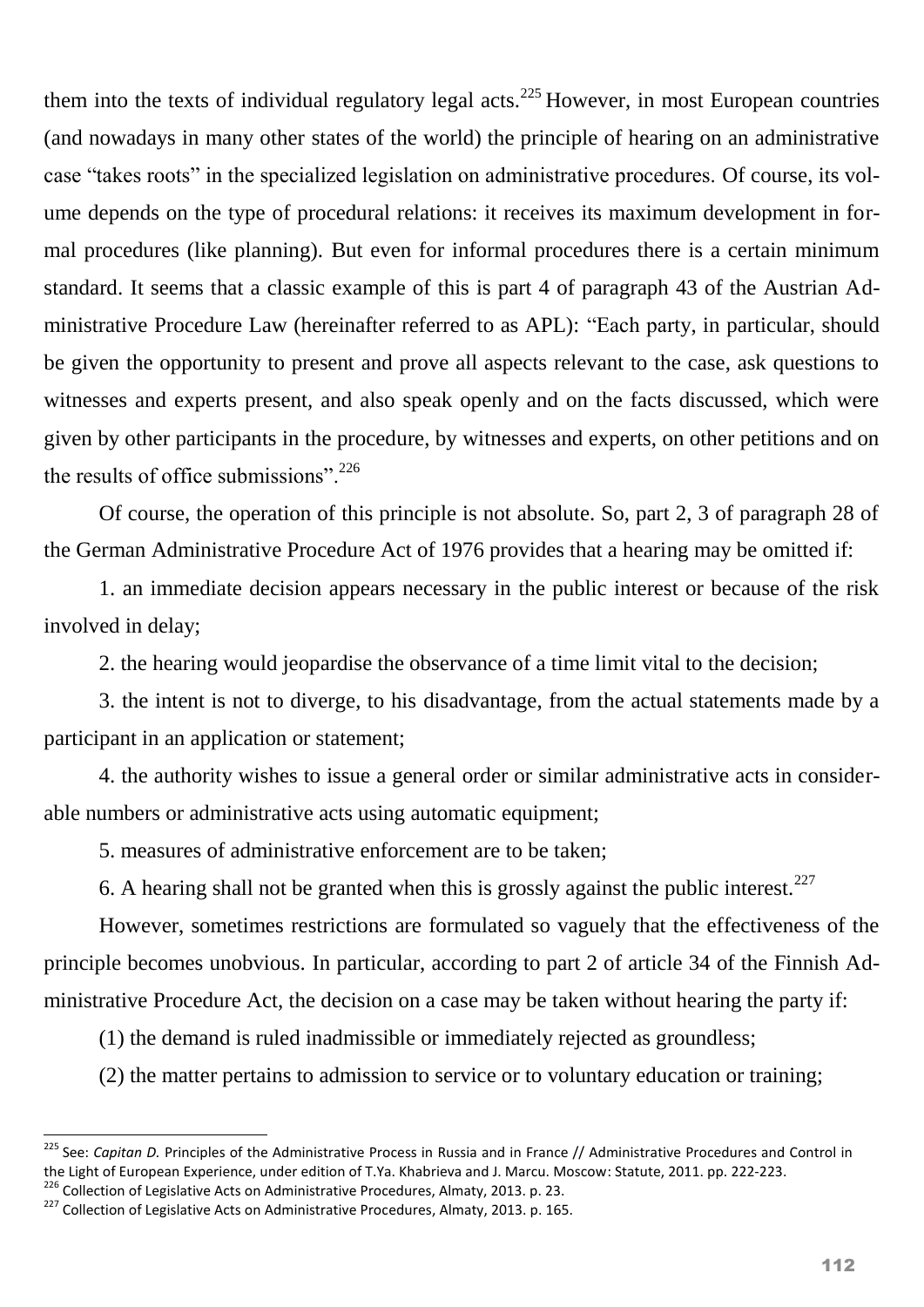them into the texts of individual regulatory legal acts.[225] However, in most European countries (and nowadays in many other states of the world) the principle of hearing on an administrative case "takes roots" in the specialized legislation on administrative procedures. Of course, its volume depends on the type of procedural relations: it receives its maximum development in formal procedures (like planning). But even for informal procedures there is a certain minimum standard. It seems that a classic example of this is part 4 of paragraph 43 of the Austrian Administrative Procedure Law (hereinafter referred to as APL): "Each party, in particular, should be given the opportunity to present and prove all aspects relevant to the case, ask questions to witnesses and experts present, and also speak openly and on the facts discussed, which were given by other participants in the procedure, by witnesses and experts, on other petitions and on the results of office submissions".[226]

Of course, the operation of this principle is not absolute. So, part 2, 3 of paragraph 28 of the German Administrative Procedure Act of 1976 provides that a hearing may be omitted if:

1. an immediate decision appears necessary in the public interest or because of the risk involved in delay;

2. the hearing would jeopardise the observance of a time limit vital to the decision;

3. the intent is not to diverge, to his disadvantage, from the actual statements made by a participant in an application or statement;

4. the authority wishes to issue a general order or similar administrative acts in considerable numbers or administrative acts using automatic equipment;

5. measures of administrative enforcement are to be taken;

6. A hearing shall not be granted when this is grossly against the public interest.[227]

However, sometimes restrictions are formulated so vaguely that the effectiveness of the principle becomes unobvious. In particular, according to part 2 of article 34 of the Finnish Administrative Procedure Act, the decision on a case may be taken without hearing the party if:

(1) the demand is ruled inadmissible or immediately rejected as groundless;

(2) the matter pertains to admission to service or to voluntary education or training;

---

[225] See: *Capitan D.* Principles of the Administrative Process in Russia and in France // Administrative Procedures and Control in the Light of European Experience, under edition of T.Ya. Khabrieva and J. Marcu. Moscow: Statute, 2011. pp. 222-223.

[226] Collection of Legislative Acts on Administrative Procedures, Almaty, 2013. p. 23.

[227] Collection of Legislative Acts on Administrative Procedures, Almaty, 2013. p. 165.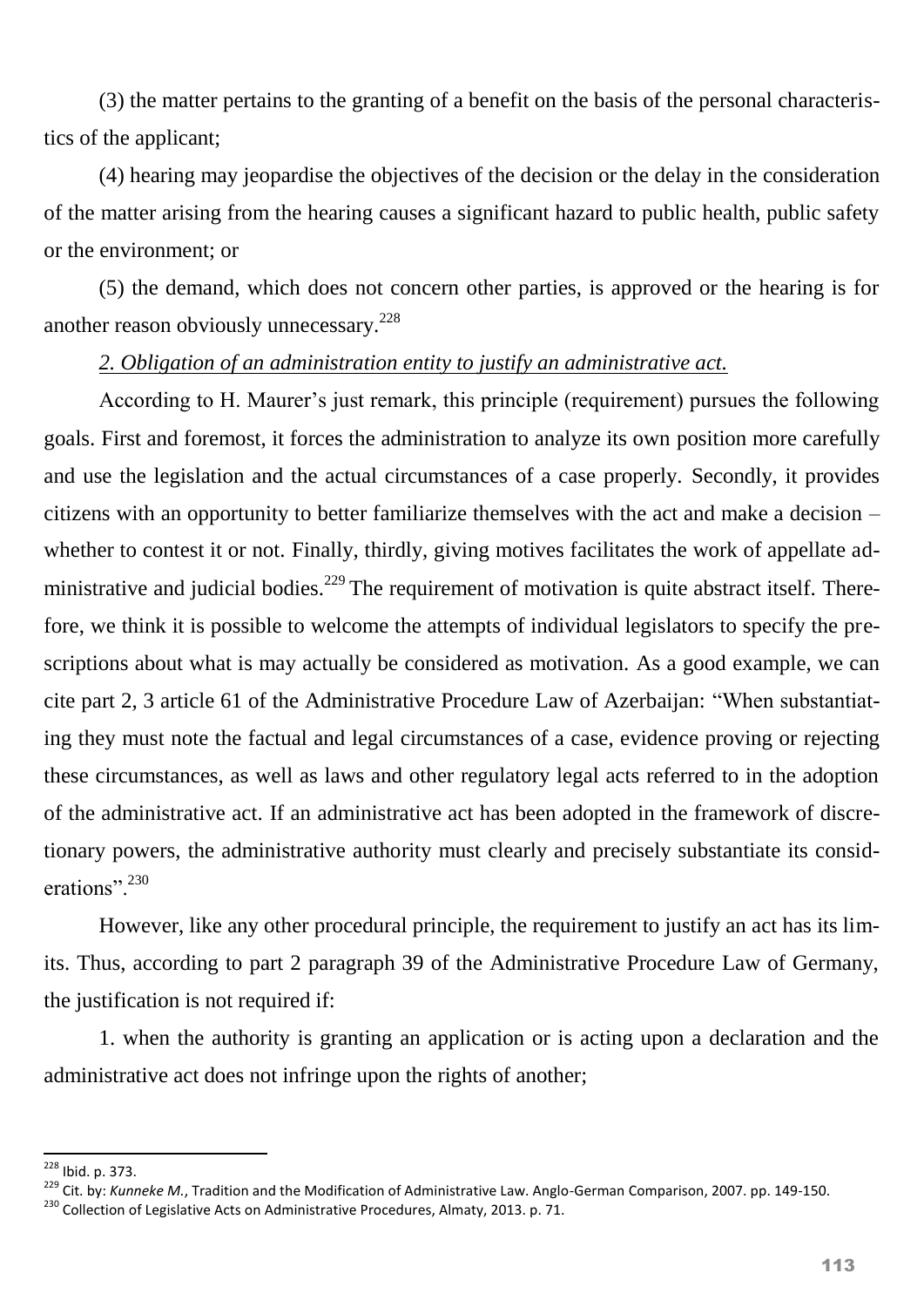(3) the matter pertains to the granting of a benefit on the basis of the personal characteristics of the applicant;

(4) hearing may jeopardise the objectives of the decision or the delay in the consideration of the matter arising from the hearing causes a significant hazard to public health, public safety or the environment; or

(5) the demand, which does not concern other parties, is approved or the hearing is for another reason obviously unnecessary.[228]

*2. Obligation of an administration entity to justify an administrative act.*

According to H. Maurer's just remark, this principle (requirement) pursues the following goals. First and foremost, it forces the administration to analyze its own position more carefully and use the legislation and the actual circumstances of a case properly. Secondly, it provides citizens with an opportunity to better familiarize themselves with the act and make a decision – whether to contest it or not. Finally, thirdly, giving motives facilitates the work of appellate administrative and judicial bodies.[229] The requirement of motivation is quite abstract itself. Therefore, we think it is possible to welcome the attempts of individual legislators to specify the prescriptions about what is may actually be considered as motivation. As a good example, we can cite part 2, 3 article 61 of the Administrative Procedure Law of Azerbaijan: "When substantiating they must note the factual and legal circumstances of a case, evidence proving or rejecting these circumstances, as well as laws and other regulatory legal acts referred to in the adoption of the administrative act. If an administrative act has been adopted in the framework of discretionary powers, the administrative authority must clearly and precisely substantiate its considerations".[230]

However, like any other procedural principle, the requirement to justify an act has its limits. Thus, according to part 2 paragraph 39 of the Administrative Procedure Law of Germany, the justification is not required if:

1. when the authority is granting an application or is acting upon a declaration and the administrative act does not infringe upon the rights of another;

---

[228] Ibid. p. 373.

[229] Cit. by: *Kunneke M.*, Tradition and the Modification of Administrative Law. Anglo-German Comparison, 2007. pp. 149-150.

[230] Collection of Legislative Acts on Administrative Procedures, Almaty, 2013. p. 71.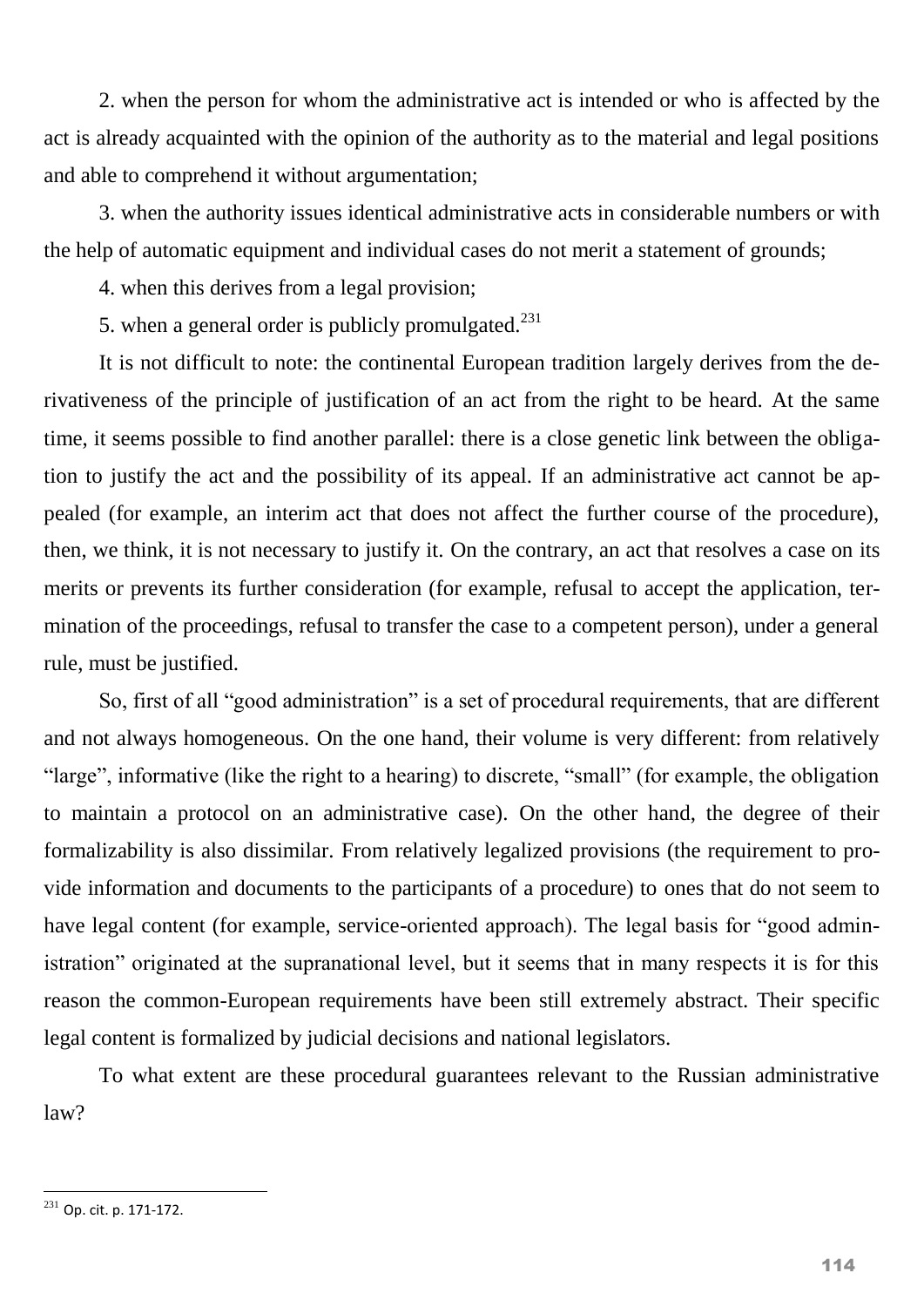2. when the person for whom the administrative act is intended or who is affected by the act is already acquainted with the opinion of the authority as to the material and legal positions and able to comprehend it without argumentation;

3. when the authority issues identical administrative acts in considerable numbers or with the help of automatic equipment and individual cases do not merit a statement of grounds;

4. when this derives from a legal provision;

5. when a general order is publicly promulgated.[231]

It is not difficult to note: the continental European tradition largely derives from the derivativeness of the principle of justification of an act from the right to be heard. At the same time, it seems possible to find another parallel: there is a close genetic link between the obligation to justify the act and the possibility of its appeal. If an administrative act cannot be appealed (for example, an interim act that does not affect the further course of the procedure), then, we think, it is not necessary to justify it. On the contrary, an act that resolves a case on its merits or prevents its further consideration (for example, refusal to accept the application, termination of the proceedings, refusal to transfer the case to a competent person), under a general rule, must be justified.

So, first of all "good administration" is a set of procedural requirements, that are different and not always homogeneous. On the one hand, their volume is very different: from relatively "large", informative (like the right to a hearing) to discrete, "small" (for example, the obligation to maintain a protocol on an administrative case). On the other hand, the degree of their formalizability is also dissimilar. From relatively legalized provisions (the requirement to provide information and documents to the participants of a procedure) to ones that do not seem to have legal content (for example, service-oriented approach). The legal basis for "good administration" originated at the supranational level, but it seems that in many respects it is for this reason the common-European requirements have been still extremely abstract. Their specific legal content is formalized by judicial decisions and national legislators.

To what extent are these procedural guarantees relevant to the Russian administrative law?

---

[231] Op. cit. p. 171-172.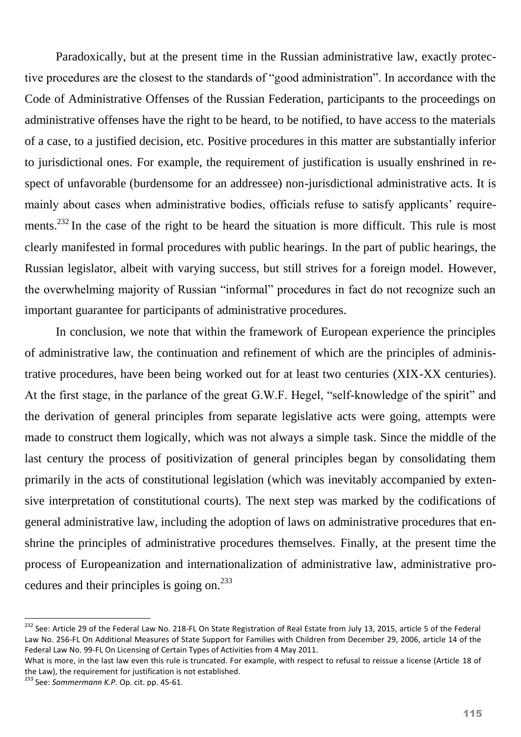Paradoxically, but at the present time in the Russian administrative law, exactly protective procedures are the closest to the standards of "good administration". In accordance with the Code of Administrative Offenses of the Russian Federation, participants to the proceedings on administrative offenses have the right to be heard, to be notified, to have access to the materials of a case, to a justified decision, etc. Positive procedures in this matter are substantially inferior to jurisdictional ones. For example, the requirement of justification is usually enshrined in respect of unfavorable (burdensome for an addressee) non-jurisdictional administrative acts. It is mainly about cases when administrative bodies, officials refuse to satisfy applicants' requirements.[232] In the case of the right to be heard the situation is more difficult. This rule is most clearly manifested in formal procedures with public hearings. In the part of public hearings, the Russian legislator, albeit with varying success, but still strives for a foreign model. However, the overwhelming majority of Russian "informal" procedures in fact do not recognize such an important guarantee for participants of administrative procedures.

In conclusion, we note that within the framework of European experience the principles of administrative law, the continuation and refinement of which are the principles of administrative procedures, have been being worked out for at least two centuries (XIX-XX centuries). At the first stage, in the parlance of the great G.W.F. Hegel, "self-knowledge of the spirit" and the derivation of general principles from separate legislative acts were going, attempts were made to construct them logically, which was not always a simple task. Since the middle of the last century the process of positivization of general principles began by consolidating them primarily in the acts of constitutional legislation (which was inevitably accompanied by extensive interpretation of constitutional courts). The next step was marked by the codifications of general administrative law, including the adoption of laws on administrative procedures that enshrine the principles of administrative procedures themselves. Finally, at the present time the process of Europeanization and internationalization of administrative law, administrative procedures and their principles is going on.[233]

---

[232] See: Article 29 of the Federal Law No. 218-FL On State Registration of Real Estate from July 13, 2015, article 5 of the Federal Law No. 256-FL On Additional Measures of State Support for Families with Children from December 29, 2006, article 14 of the Federal Law No. 99-FL On Licensing of Certain Types of Activities from 4 May 2011.

What is more, in the last law even this rule is truncated. For example, with respect to refusal to reissue a license (Article 18 of the Law), the requirement for justification is not established.

[233] See: *Sommermann K.P.* Op. cit. pp. 45-61.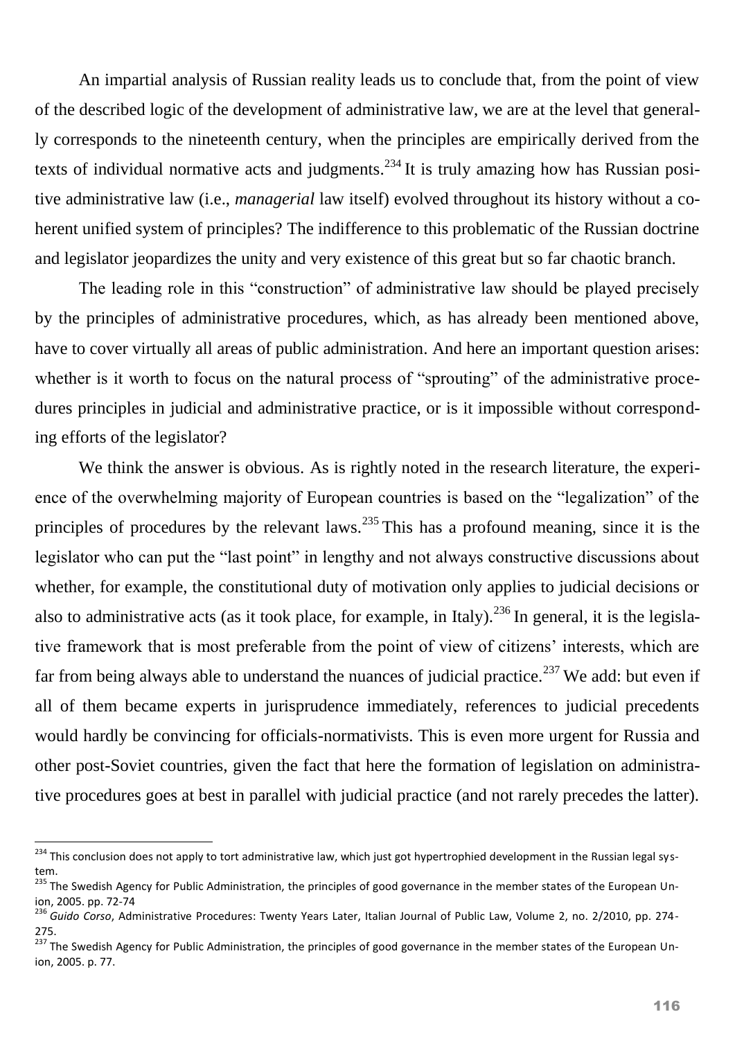An impartial analysis of Russian reality leads us to conclude that, from the point of view of the described logic of the development of administrative law, we are at the level that generally corresponds to the nineteenth century, when the principles are empirically derived from the texts of individual normative acts and judgments.[234] It is truly amazing how has Russian positive administrative law (i.e., *managerial* law itself) evolved throughout its history without a coherent unified system of principles? The indifference to this problematic of the Russian doctrine and legislator jeopardizes the unity and very existence of this great but so far chaotic branch.

The leading role in this "construction" of administrative law should be played precisely by the principles of administrative procedures, which, as has already been mentioned above, have to cover virtually all areas of public administration. And here an important question arises: whether is it worth to focus on the natural process of "sprouting" of the administrative procedures principles in judicial and administrative practice, or is it impossible without corresponding efforts of the legislator?

We think the answer is obvious. As is rightly noted in the research literature, the experience of the overwhelming majority of European countries is based on the "legalization" of the principles of procedures by the relevant laws.[235] This has a profound meaning, since it is the legislator who can put the "last point" in lengthy and not always constructive discussions about whether, for example, the constitutional duty of motivation only applies to judicial decisions or also to administrative acts (as it took place, for example, in Italy).[236] In general, it is the legislative framework that is most preferable from the point of view of citizens' interests, which are far from being always able to understand the nuances of judicial practice.[237] We add: but even if all of them became experts in jurisprudence immediately, references to judicial precedents would hardly be convincing for officials-normativists. This is even more urgent for Russia and other post-Soviet countries, given the fact that here the formation of legislation on administrative procedures goes at best in parallel with judicial practice (and not rarely precedes the latter).

---

[234] This conclusion does not apply to tort administrative law, which just got hypertrophied development in the Russian legal system.

[235] The Swedish Agency for Public Administration, the principles of good governance in the member states of the European Union, 2005. pp. 72-74

[236] *Guido Corso*, Administrative Procedures: Twenty Years Later, Italian Journal of Public Law, Volume 2, no. 2/2010, pp. 274-275.

[237] The Swedish Agency for Public Administration, the principles of good governance in the member states of the European Union, 2005. p. 77.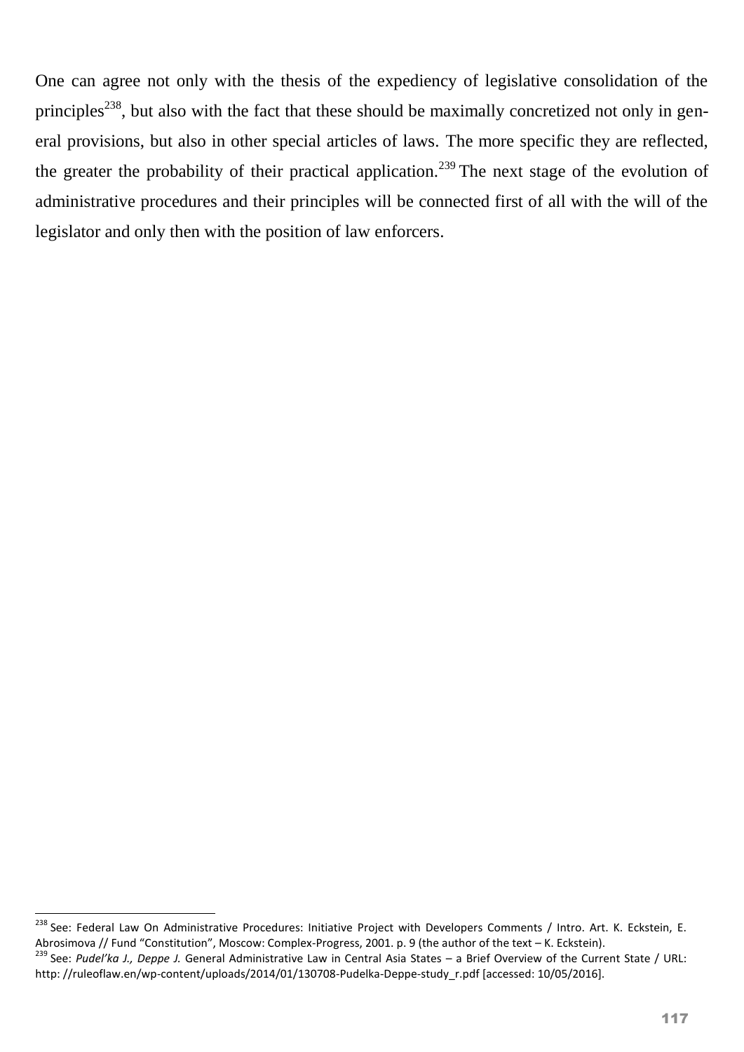One can agree not only with the thesis of the expediency of legislative consolidation of the principles[238], but also with the fact that these should be maximally concretized not only in general provisions, but also in other special articles of laws. The more specific they are reflected, the greater the probability of their practical application.[239] The next stage of the evolution of administrative procedures and their principles will be connected first of all with the will of the legislator and only then with the position of law enforcers.

---

[238] See: Federal Law On Administrative Procedures: Initiative Project with Developers Comments / Intro. Art. K. Eckstein, E. Abrosimova // Fund "Constitution", Moscow: Complex-Progress, 2001. p. 9 (the author of the text – K. Eckstein).

[239] See: *Pudel'ka J., Deppe J.* General Administrative Law in Central Asia States – a Brief Overview of the Current State / URL: http: //ruleoflaw.en/wp-content/uploads/2014/01/130708-Pudelka-Deppe-study_r.pdf [accessed: 10/05/2016].